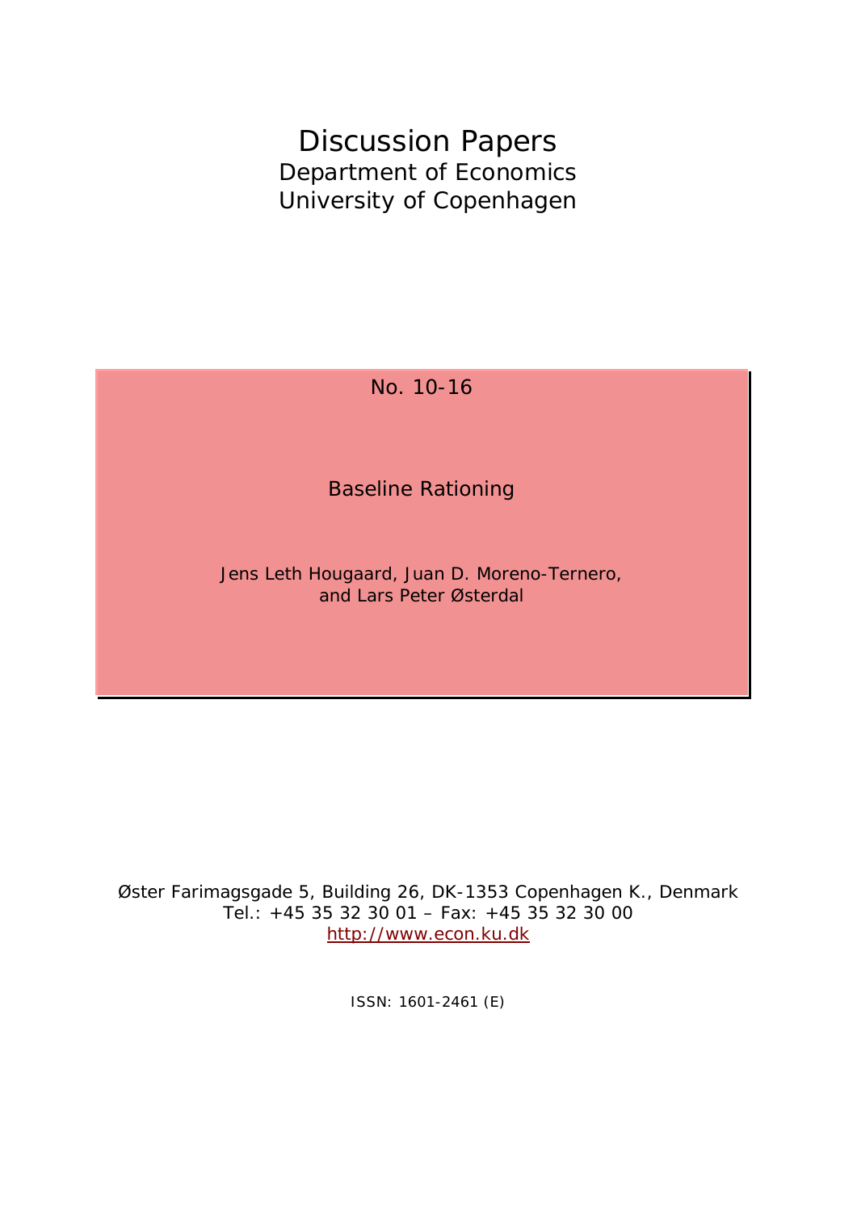# Discussion Papers

Department of Economics
University of Copenhagen

No. 10-16

## Baseline Rationing

Jens Leth Hougaard, Juan D. Moreno-Ternero,
and Lars Peter Østerdal

Øster Farimagsgade 5, Building 26, DK-1353 Copenhagen K., Denmark
Tel.: +45 35 32 30 01 – Fax: +45 35 32 30 00
http://www.econ.ku.dk

ISSN: 1601-2461 (E)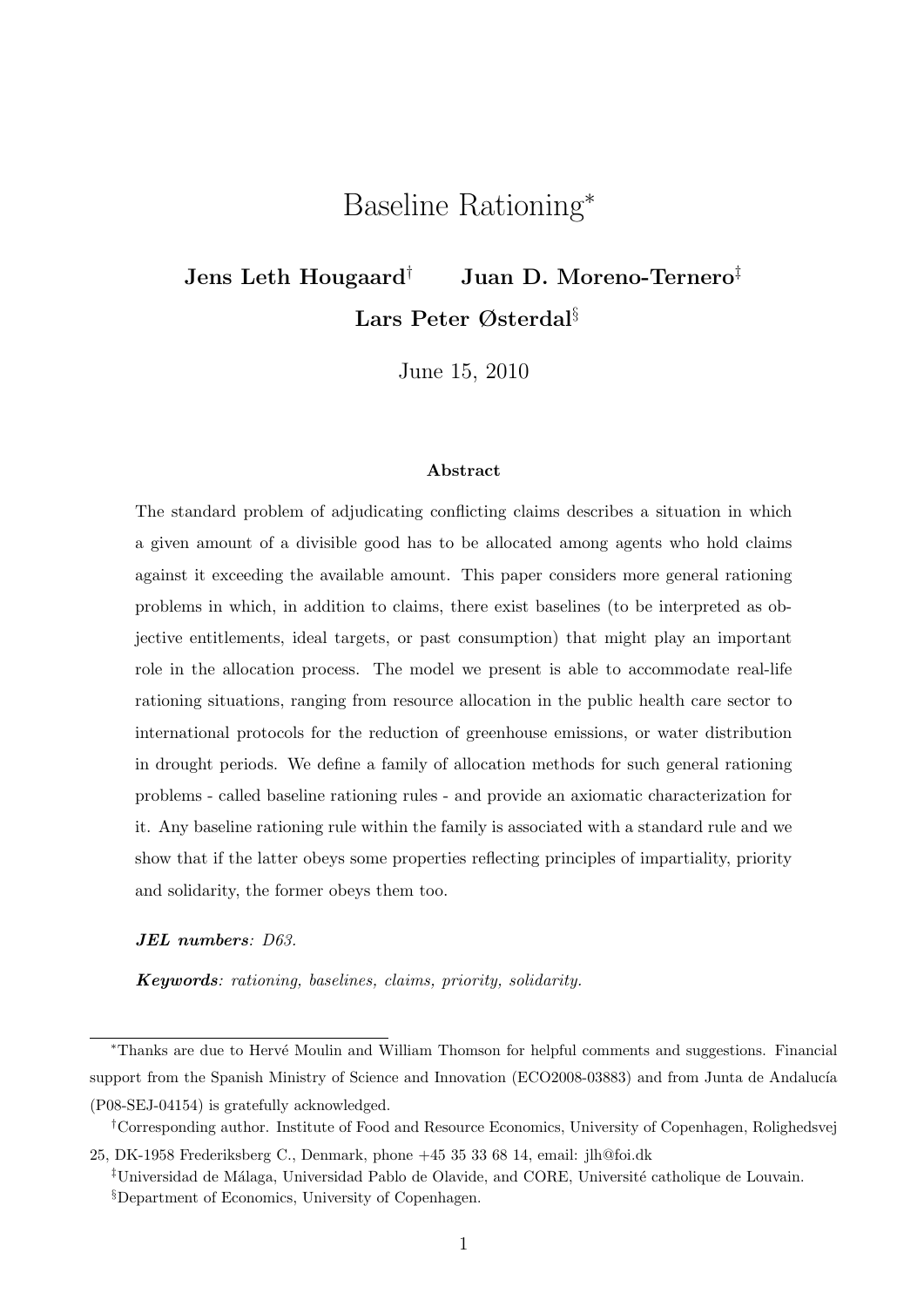# Baseline Rationing*

**Jens Leth Hougaard**[†] **Juan D. Moreno-Ternero**[‡]

**Lars Peter Østerdal**[§]

June 15, 2010

#### Abstract

The standard problem of adjudicating conflicting claims describes a situation in which a given amount of a divisible good has to be allocated among agents who hold claims against it exceeding the available amount. This paper considers more general rationing problems in which, in addition to claims, there exist baselines (to be interpreted as objective entitlements, ideal targets, or past consumption) that might play an important role in the allocation process. The model we present is able to accommodate real-life rationing situations, ranging from resource allocation in the public health care sector to international protocols for the reduction of greenhouse emissions, or water distribution in drought periods. We define a family of allocation methods for such general rationing problems - called baseline rationing rules - and provide an axiomatic characterization for it. Any baseline rationing rule within the family is associated with a standard rule and we show that if the latter obeys some properties reflecting principles of impartiality, priority and solidarity, the former obeys them too.

***JEL numbers***: *D63.*

***Keywords***: *rationing, baselines, claims, priority, solidarity.*

---

*Thanks are due to Hervé Moulin and William Thomson for helpful comments and suggestions. Financial support from the Spanish Ministry of Science and Innovation (ECO2008-03883) and from Junta de Andalucía (P08-SEJ-04154) is gratefully acknowledged.

[†]Corresponding author. Institute of Food and Resource Economics, University of Copenhagen, Rolighedsvej 25, DK-1958 Frederiksberg C., Denmark, phone +45 35 33 68 14, email: jlh@foi.dk

[‡]Universidad de Málaga, Universidad Pablo de Olavide, and CORE, Université catholique de Louvain.

[§]Department of Economics, University of Copenhagen.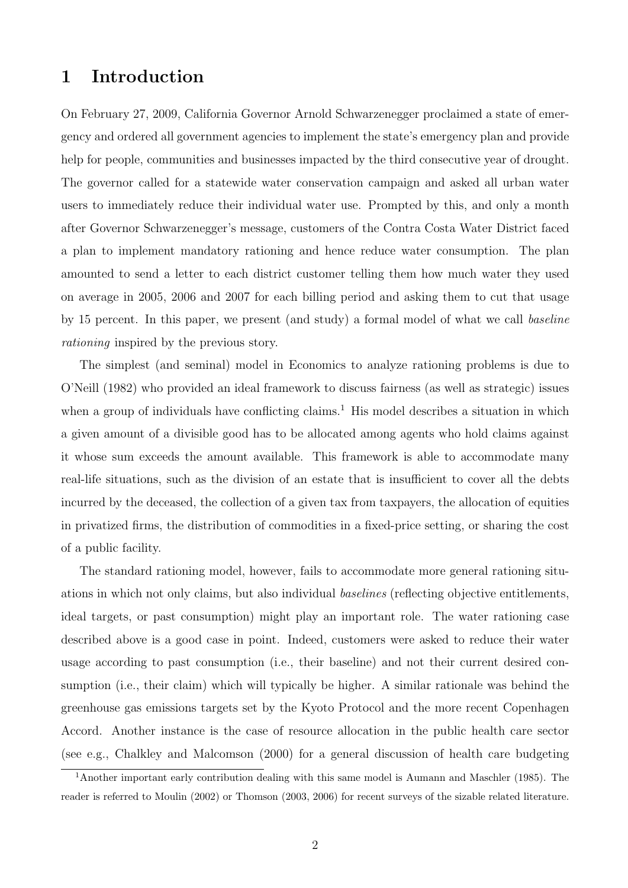# 1 Introduction

On February 27, 2009, California Governor Arnold Schwarzenegger proclaimed a state of emergency and ordered all government agencies to implement the state's emergency plan and provide help for people, communities and businesses impacted by the third consecutive year of drought. The governor called for a statewide water conservation campaign and asked all urban water users to immediately reduce their individual water use. Prompted by this, and only a month after Governor Schwarzenegger's message, customers of the Contra Costa Water District faced a plan to implement mandatory rationing and hence reduce water consumption. The plan amounted to send a letter to each district customer telling them how much water they used on average in 2005, 2006 and 2007 for each billing period and asking them to cut that usage by 15 percent. In this paper, we present (and study) a formal model of what we call *baseline rationing* inspired by the previous story.

The simplest (and seminal) model in Economics to analyze rationing problems is due to O'Neill (1982) who provided an ideal framework to discuss fairness (as well as strategic) issues when a group of individuals have conflicting claims.[1] His model describes a situation in which a given amount of a divisible good has to be allocated among agents who hold claims against it whose sum exceeds the amount available. This framework is able to accommodate many real-life situations, such as the division of an estate that is insufficient to cover all the debts incurred by the deceased, the collection of a given tax from taxpayers, the allocation of equities in privatized firms, the distribution of commodities in a fixed-price setting, or sharing the cost of a public facility.

The standard rationing model, however, fails to accommodate more general rationing situations in which not only claims, but also individual *baselines* (reflecting objective entitlements, ideal targets, or past consumption) might play an important role. The water rationing case described above is a good case in point. Indeed, customers were asked to reduce their water usage according to past consumption (i.e., their baseline) and not their current desired consumption (i.e., their claim) which will typically be higher. A similar rationale was behind the greenhouse gas emissions targets set by the Kyoto Protocol and the more recent Copenhagen Accord. Another instance is the case of resource allocation in the public health care sector (see e.g., Chalkley and Malcomson (2000) for a general discussion of health care budgeting

[1] Another important early contribution dealing with this same model is Aumann and Maschler (1985). The reader is referred to Moulin (2002) or Thomson (2003, 2006) for recent surveys of the sizable related literature.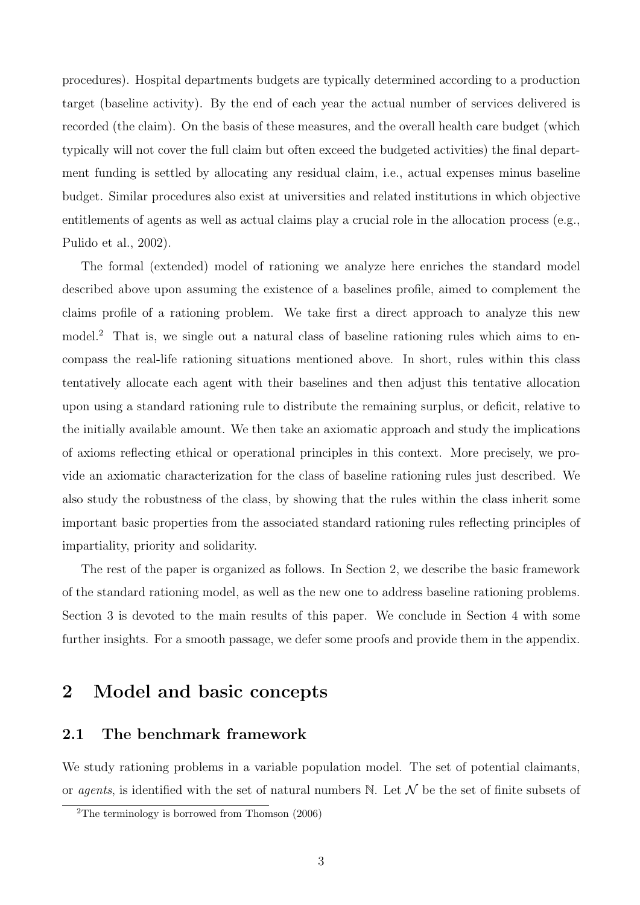procedures). Hospital departments budgets are typically determined according to a production target (baseline activity). By the end of each year the actual number of services delivered is recorded (the claim). On the basis of these measures, and the overall health care budget (which typically will not cover the full claim but often exceed the budgeted activities) the final department funding is settled by allocating any residual claim, i.e., actual expenses minus baseline budget. Similar procedures also exist at universities and related institutions in which objective entitlements of agents as well as actual claims play a crucial role in the allocation process (e.g., Pulido et al., 2002).

The formal (extended) model of rationing we analyze here enriches the standard model described above upon assuming the existence of a baselines profile, aimed to complement the claims profile of a rationing problem. We take first a direct approach to analyze this new model.[2] That is, we single out a natural class of baseline rationing rules which aims to encompass the real-life rationing situations mentioned above. In short, rules within this class tentatively allocate each agent with their baselines and then adjust this tentative allocation upon using a standard rationing rule to distribute the remaining surplus, or deficit, relative to the initially available amount. We then take an axiomatic approach and study the implications of axioms reflecting ethical or operational principles in this context. More precisely, we provide an axiomatic characterization for the class of baseline rationing rules just described. We also study the robustness of the class, by showing that the rules within the class inherit some important basic properties from the associated standard rationing rules reflecting principles of impartiality, priority and solidarity.

The rest of the paper is organized as follows. In Section 2, we describe the basic framework of the standard rationing model, as well as the new one to address baseline rationing problems. Section 3 is devoted to the main results of this paper. We conclude in Section 4 with some further insights. For a smooth passage, we defer some proofs and provide them in the appendix.

# 2 Model and basic concepts

## 2.1 The benchmark framework

We study rationing problems in a variable population model. The set of potential claimants, or *agents*, is identified with the set of natural numbers $\mathbb{N}$. Let $\mathcal{N}$ be the set of finite subsets of

[2] The terminology is borrowed from Thomson (2006)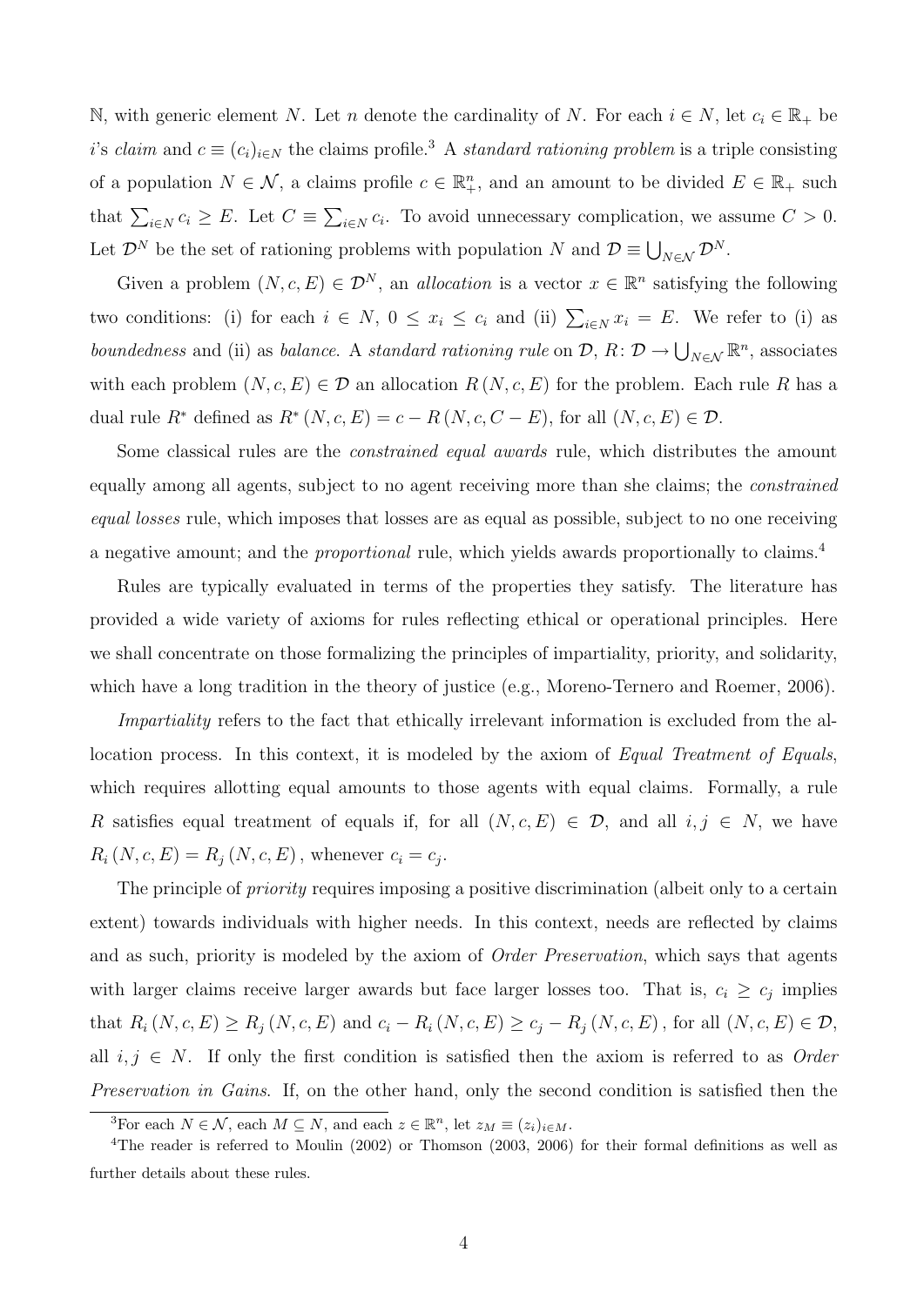$\mathbb{N}$, with generic element $N$. Let $n$ denote the cardinality of $N$. For each $i \in N$, let $c_i \in \mathbb{R}_+$ be $i$'s *claim* and $c \equiv (c_i)_{i \in N}$ the claims profile.[3] A *standard rationing problem* is a triple consisting of a population $N \in \mathcal{N}$, a claims profile $c \in \mathbb{R}^n_+$, and an amount to be divided $E \in \mathbb{R}_+$ such that $\sum_{i \in N} c_i \geq E$. Let $C \equiv \sum_{i \in N} c_i$. To avoid unnecessary complication, we assume $C > 0$. Let $\mathcal{D}^N$ be the set of rationing problems with population $N$ and $\mathcal{D} \equiv \bigcup_{N \in \mathcal{N}} \mathcal{D}^N$.

Given a problem $(N, c, E) \in \mathcal{D}^N$, an *allocation* is a vector $x \in \mathbb{R}^n$ satisfying the following two conditions: (i) for each $i \in N$, $0 \leq x_i \leq c_i$ and (ii) $\sum_{i \in N} x_i = E$. We refer to (i) as *boundedness* and (ii) as *balance*. A *standard rationing rule* on $\mathcal{D}$, $R \colon \mathcal{D} \to \bigcup_{N \in \mathcal{N}} \mathbb{R}^n$, associates with each problem $(N, c, E) \in \mathcal{D}$ an allocation $R(N, c, E)$ for the problem. Each rule $R$ has a dual rule $R^*$ defined as $R^*(N, c, E) = c - R(N, c, C - E)$, for all $(N, c, E) \in \mathcal{D}$.

Some classical rules are the *constrained equal awards* rule, which distributes the amount equally among all agents, subject to no agent receiving more than she claims; the *constrained equal losses* rule, which imposes that losses are as equal as possible, subject to no one receiving a negative amount; and the *proportional* rule, which yields awards proportionally to claims.[4]

Rules are typically evaluated in terms of the properties they satisfy. The literature has provided a wide variety of axioms for rules reflecting ethical or operational principles. Here we shall concentrate on those formalizing the principles of impartiality, priority, and solidarity, which have a long tradition in the theory of justice (e.g., Moreno-Ternero and Roemer, 2006).

*Impartiality* refers to the fact that ethically irrelevant information is excluded from the allocation process. In this context, it is modeled by the axiom of *Equal Treatment of Equals*, which requires allotting equal amounts to those agents with equal claims. Formally, a rule $R$ satisfies equal treatment of equals if, for all $(N, c, E) \in \mathcal{D}$, and all $i, j \in N$, we have $R_i(N, c, E) = R_j(N, c, E)$, whenever $c_i = c_j$.

The principle of *priority* requires imposing a positive discrimination (albeit only to a certain extent) towards individuals with higher needs. In this context, needs are reflected by claims and as such, priority is modeled by the axiom of *Order Preservation*, which says that agents with larger claims receive larger awards but face larger losses too. That is, $c_i \geq c_j$ implies that $R_i(N, c, E) \geq R_j(N, c, E)$ and $c_i - R_i(N, c, E) \geq c_j - R_j(N, c, E)$, for all $(N, c, E) \in \mathcal{D}$, all $i, j \in N$. If only the first condition is satisfied then the axiom is referred to as *Order Preservation in Gains*. If, on the other hand, only the second condition is satisfied then the

[3] For each $N \in \mathcal{N}$, each $M \subseteq N$, and each $z \in \mathbb{R}^n$, let $z_M \equiv (z_i)_{i \in M}$.

[4] The reader is referred to Moulin (2002) or Thomson (2003, 2006) for their formal definitions as well as further details about these rules.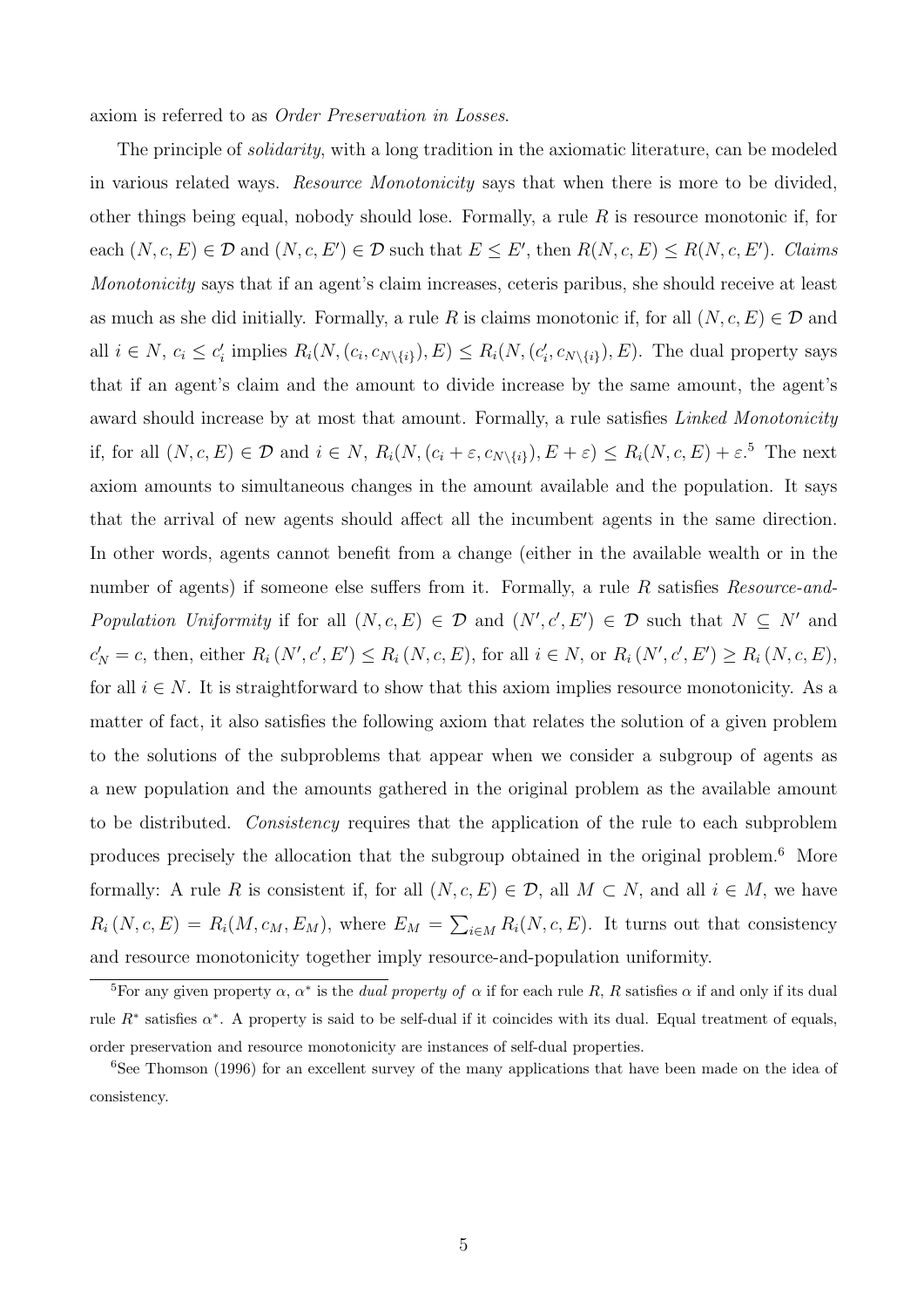axiom is referred to as *Order Preservation in Losses*.

The principle of *solidarity*, with a long tradition in the axiomatic literature, can be modeled in various related ways. *Resource Monotonicity* says that when there is more to be divided, other things being equal, nobody should lose. Formally, a rule $R$ is resource monotonic if, for each $(N, c, E) \in \mathcal{D}$ and $(N, c, E') \in \mathcal{D}$ such that $E \leq E'$, then $R(N, c, E) \leq R(N, c, E')$. *Claims Monotonicity* says that if an agent's claim increases, ceteris paribus, she should receive at least as much as she did initially. Formally, a rule $R$ is claims monotonic if, for all $(N, c, E) \in \mathcal{D}$ and all $i \in N$, $c_i \leq c'_i$ implies $R_i(N, (c_i, c_{N\setminus\{i\}}), E) \leq R_i(N, (c'_i, c_{N\setminus\{i\}}), E)$. The dual property says that if an agent's claim and the amount to divide increase by the same amount, the agent's award should increase by at most that amount. Formally, a rule satisfies *Linked Monotonicity* if, for all $(N, c, E) \in \mathcal{D}$ and $i \in N$, $R_i(N, (c_i + \varepsilon, c_{N\setminus\{i\}}), E + \varepsilon) \leq R_i(N, c, E) + \varepsilon$.[5] The next axiom amounts to simultaneous changes in the amount available and the population. It says that the arrival of new agents should affect all the incumbent agents in the same direction. In other words, agents cannot benefit from a change (either in the available wealth or in the number of agents) if someone else suffers from it. Formally, a rule $R$ satisfies *Resource-and-Population Uniformity* if for all $(N, c, E) \in \mathcal{D}$ and $(N', c', E') \in \mathcal{D}$ such that $N \subseteq N'$ and $c'_N = c$, then, either $R_i(N', c', E') \leq R_i(N, c, E)$, for all $i \in N$, or $R_i(N', c', E') \geq R_i(N, c, E)$, for all $i \in N$. It is straightforward to show that this axiom implies resource monotonicity. As a matter of fact, it also satisfies the following axiom that relates the solution of a given problem to the solutions of the subproblems that appear when we consider a subgroup of agents as a new population and the amounts gathered in the original problem as the available amount to be distributed. *Consistency* requires that the application of the rule to each subproblem produces precisely the allocation that the subgroup obtained in the original problem.[6] More formally: A rule $R$ is consistent if, for all $(N, c, E) \in \mathcal{D}$, all $M \subset N$, and all $i \in M$, we have $R_i(N, c, E) = R_i(M, c_M, E_M)$, where $E_M = \sum_{i \in M} R_i(N, c, E)$. It turns out that consistency and resource monotonicity together imply resource-and-population uniformity.

[5] For any given property $\alpha$, $\alpha^*$ is the *dual property of* $\alpha$ if for each rule $R$, $R$ satisfies $\alpha$ if and only if its dual rule $R^*$ satisfies $\alpha^*$. A property is said to be self-dual if it coincides with its dual. Equal treatment of equals, order preservation and resource monotonicity are instances of self-dual properties.

[6] See Thomson (1996) for an excellent survey of the many applications that have been made on the idea of consistency.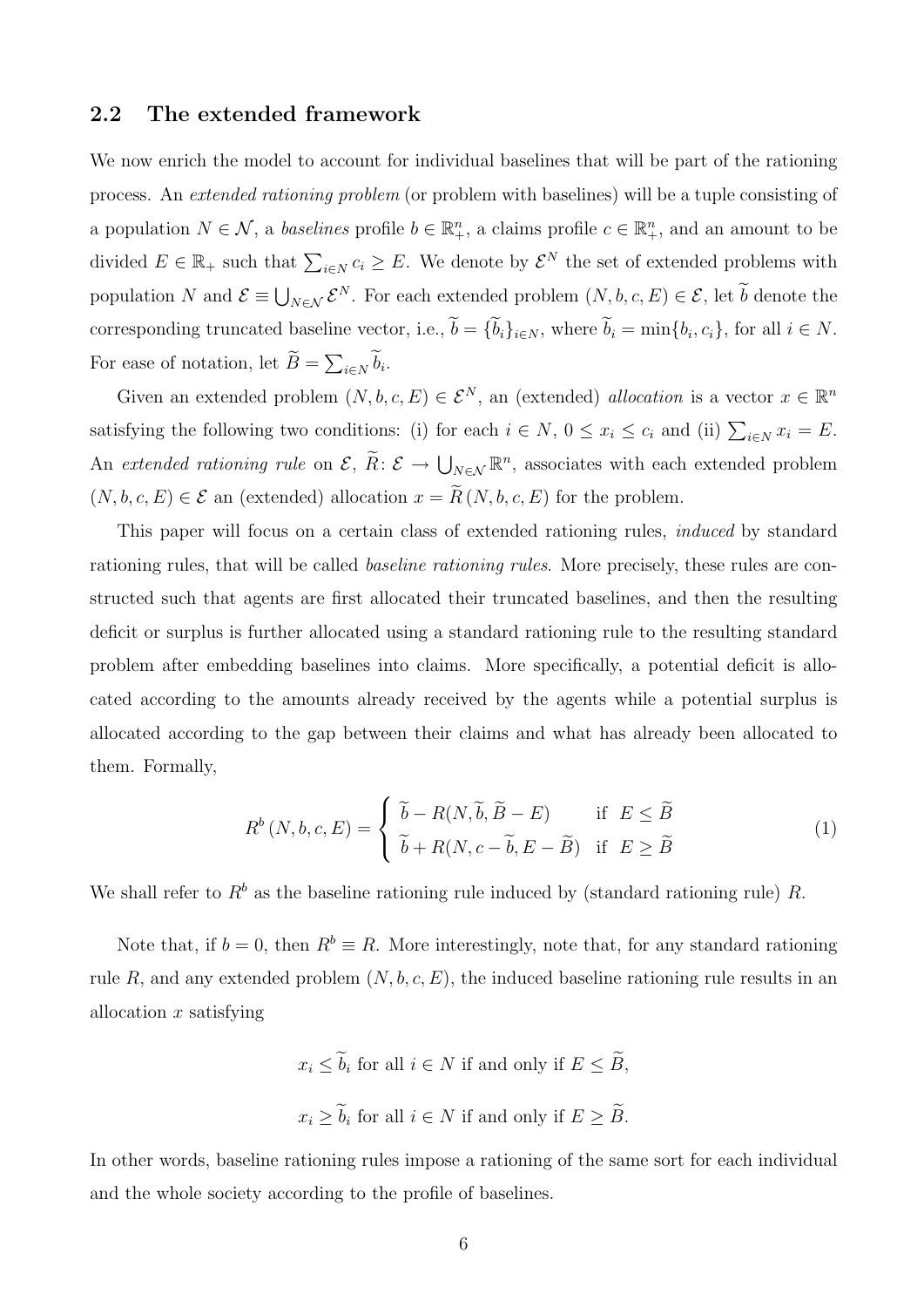### 2.2 The extended framework

We now enrich the model to account for individual baselines that will be part of the rationing process. An *extended rationing problem* (or problem with baselines) will be a tuple consisting of a population $N \in \mathcal{N}$, a *baselines* profile $b \in \mathbb{R}^n_+$, a claims profile $c \in \mathbb{R}^n_+$, and an amount to be divided $E \in \mathbb{R}_+$ such that $\sum_{i \in N} c_i \geq E$. We denote by $\mathcal{E}^N$ the set of extended problems with population $N$ and $\mathcal{E} \equiv \bigcup_{N \in \mathcal{N}} \mathcal{E}^N$. For each extended problem $(N, b, c, E) \in \mathcal{E}$, let $\widetilde{b}$ denote the corresponding truncated baseline vector, i.e., $\widetilde{b} = \{\widetilde{b}_i\}_{i \in N}$, where $\widetilde{b}_i = \min\{b_i, c_i\}$, for all $i \in N$. For ease of notation, let $\widetilde{B} = \sum_{i \in N} \widetilde{b}_i$.

Given an extended problem $(N, b, c, E) \in \mathcal{E}^N$, an (extended) *allocation* is a vector $x \in \mathbb{R}^n$ satisfying the following two conditions: (i) for each $i \in N$, $0 \leq x_i \leq c_i$ and (ii) $\sum_{i \in N} x_i = E$. An *extended rationing rule* on $\mathcal{E}$, $\widetilde{R} \colon \mathcal{E} \to \bigcup_{N \in \mathcal{N}} \mathbb{R}^n$, associates with each extended problem $(N, b, c, E) \in \mathcal{E}$ an (extended) allocation $x = \widetilde{R}(N, b, c, E)$ for the problem.

This paper will focus on a certain class of extended rationing rules, *induced* by standard rationing rules, that will be called *baseline rationing rules*. More precisely, these rules are constructed such that agents are first allocated their truncated baselines, and then the resulting deficit or surplus is further allocated using a standard rationing rule to the resulting standard problem after embedding baselines into claims. More specifically, a potential deficit is allocated according to the amounts already received by the agents while a potential surplus is allocated according to the gap between their claims and what has already been allocated to them. Formally,

$$
R^b(N, b, c, E) = \begin{cases} \widetilde{b} - R(N, \widetilde{b}, \widetilde{B} - E) & \text{if } E \leq \widetilde{B} \\ \widetilde{b} + R(N, c - \widetilde{b}, E - \widetilde{B}) & \text{if } E \geq \widetilde{B} \end{cases} \tag{1}
$$

We shall refer to $R^b$ as the baseline rationing rule induced by (standard rationing rule) $R$.

Note that, if $b = 0$, then $R^b \equiv R$. More interestingly, note that, for any standard rationing rule $R$, and any extended problem $(N, b, c, E)$, the induced baseline rationing rule results in an allocation $x$ satisfying

$$
x_i \leq \widetilde{b}_i \text{ for all } i \in N \text{ if and only if } E \leq \widetilde{B},
$$

$$
x_i \geq \widetilde{b}_i \text{ for all } i \in N \text{ if and only if } E \geq \widetilde{B}.
$$

In other words, baseline rationing rules impose a rationing of the same sort for each individual and the whole society according to the profile of baselines.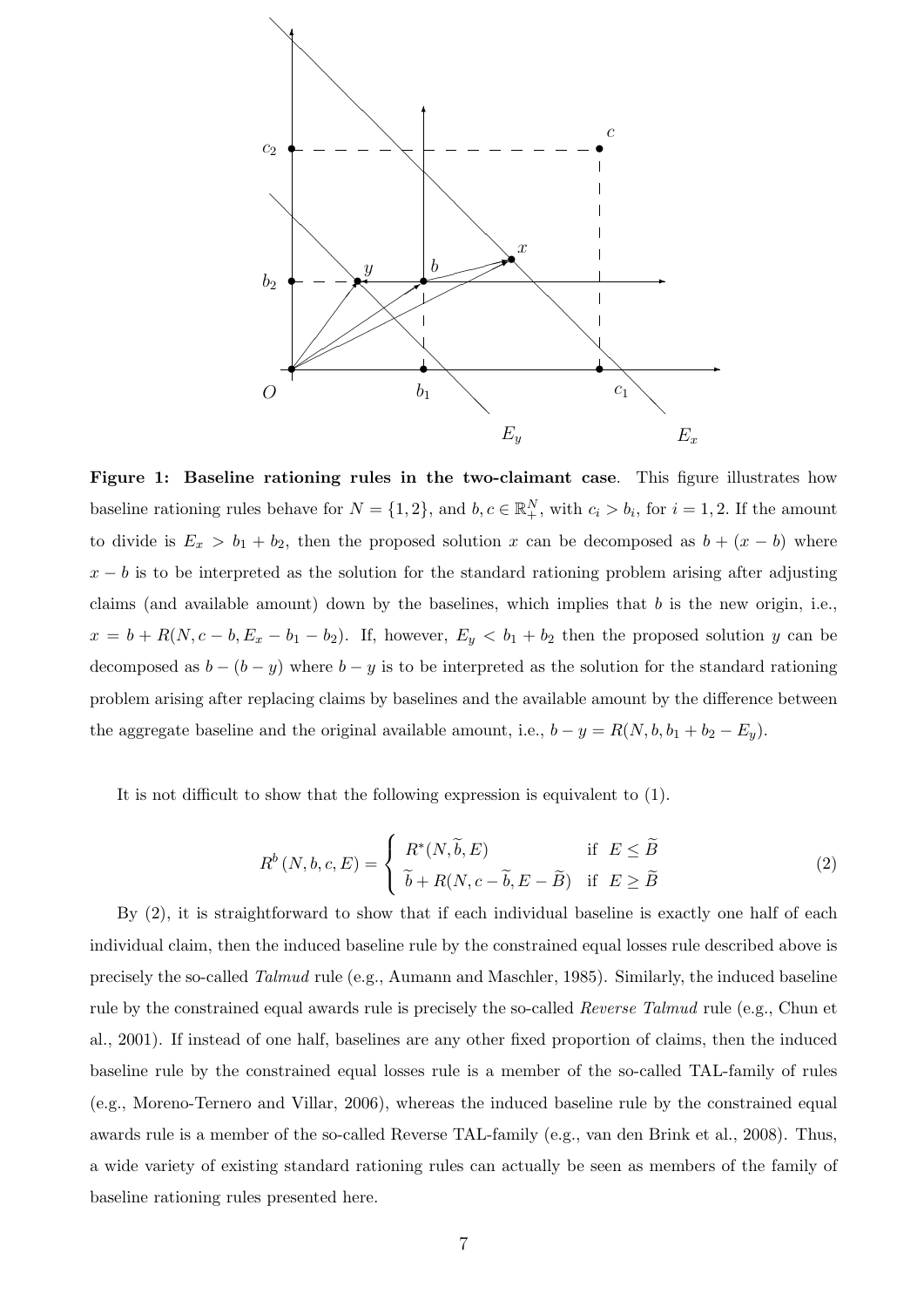**Figure 1: Baseline rationing rules in the two-claimant case**. This figure illustrates how baseline rationing rules behave for $N = \{1, 2\}$, and $b, c \in \mathbb{R}^N_+$, with $c_i > b_i$, for $i = 1, 2$. If the amount to divide is $E_x > b_1 + b_2$, then the proposed solution $x$ can be decomposed as $b + (x - b)$ where $x - b$ is to be interpreted as the solution for the standard rationing problem arising after adjusting claims (and available amount) down by the baselines, which implies that $b$ is the new origin, i.e., $x = b + R(N, c - b, E_x - b_1 - b_2)$. If, however, $E_y < b_1 + b_2$ then the proposed solution $y$ can be decomposed as $b - (b - y)$ where $b - y$ is to be interpreted as the solution for the standard rationing problem arising after replacing claims by baselines and the available amount by the difference between the aggregate baseline and the original available amount, i.e., $b - y = R(N, b, b_1 + b_2 - E_y)$.

It is not difficult to show that the following expression is equivalent to (1).

$$R^b(N, b, c, E) = \begin{cases} R^*(N, \widetilde{b}, E) & \text{if } E \leq \widetilde{B} \\ \widetilde{b} + R(N, c - \widetilde{b}, E - \widetilde{B}) & \text{if } E \geq \widetilde{B} \end{cases} \tag{2}$$

By (2), it is straightforward to show that if each individual baseline is exactly one half of each individual claim, then the induced baseline rule by the constrained equal losses rule described above is precisely the so-called *Talmud* rule (e.g., Aumann and Maschler, 1985). Similarly, the induced baseline rule by the constrained equal awards rule is precisely the so-called *Reverse Talmud* rule (e.g., Chun et al., 2001). If instead of one half, baselines are any other fixed proportion of claims, then the induced baseline rule by the constrained equal losses rule is a member of the so-called TAL-family of rules (e.g., Moreno-Ternero and Villar, 2006), whereas the induced baseline rule by the constrained equal awards rule is a member of the so-called Reverse TAL-family (e.g., van den Brink et al., 2008). Thus, a wide variety of existing standard rationing rules can actually be seen as members of the family of baseline rationing rules presented here.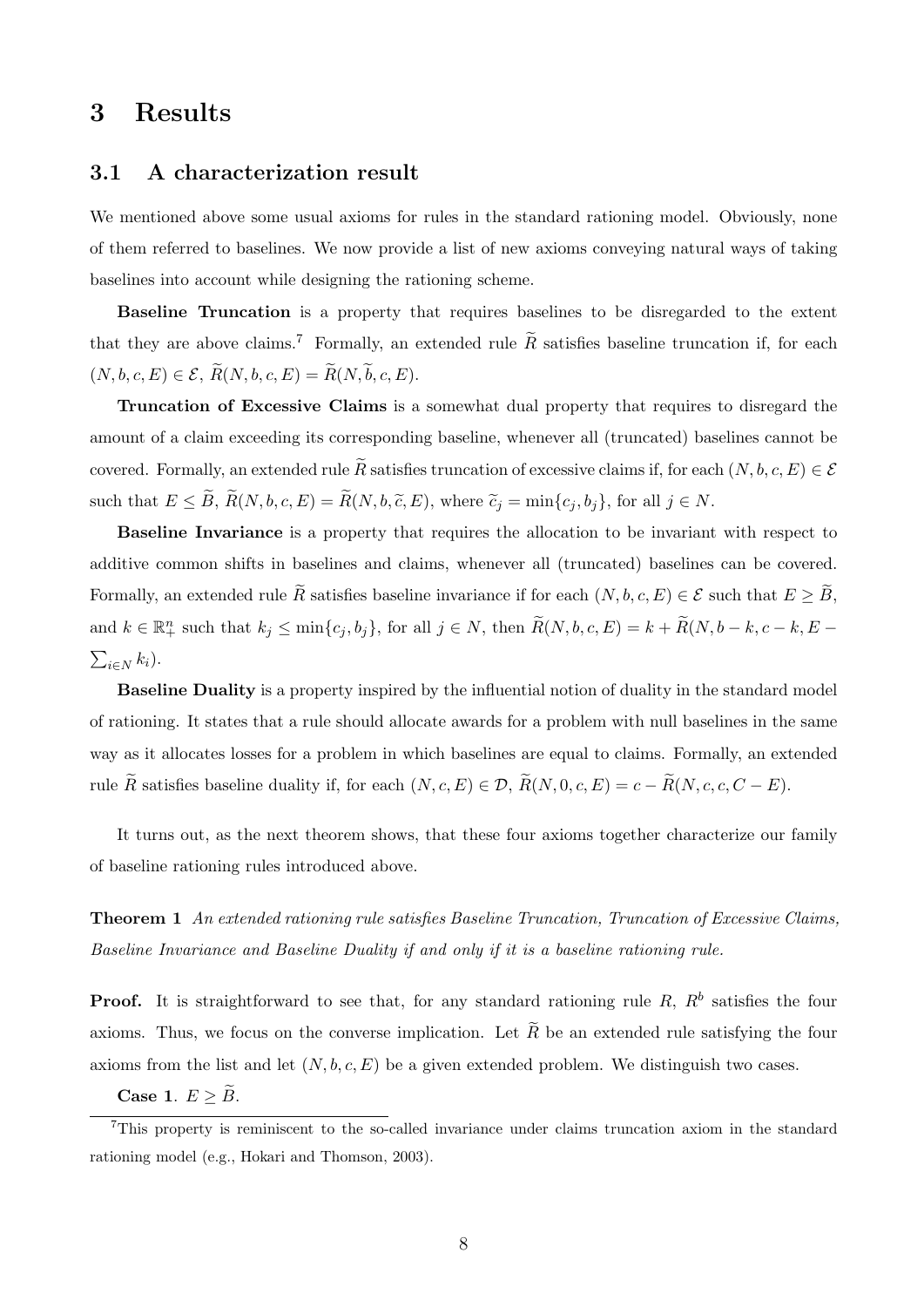# 3 Results

## 3.1 A characterization result

We mentioned above some usual axioms for rules in the standard rationing model. Obviously, none of them referred to baselines. We now provide a list of new axioms conveying natural ways of taking baselines into account while designing the rationing scheme.

**Baseline Truncation** is a property that requires baselines to be disregarded to the extent that they are above claims.[7] Formally, an extended rule $\widetilde{R}$ satisfies baseline truncation if, for each $(N, b, c, E) \in \mathcal{E}$, $\widetilde{R}(N, b, c, E) = \widetilde{R}(N, \widetilde{b}, c, E)$.

**Truncation of Excessive Claims** is a somewhat dual property that requires to disregard the amount of a claim exceeding its corresponding baseline, whenever all (truncated) baselines cannot be covered. Formally, an extended rule $\widetilde{R}$ satisfies truncation of excessive claims if, for each $(N, b, c, E) \in \mathcal{E}$ such that $E \leq \widetilde{B}$, $\widetilde{R}(N, b, c, E) = \widetilde{R}(N, b, \widetilde{c}, E)$, where $\widetilde{c}_j = \min\{c_j, b_j\}$, for all $j \in N$.

**Baseline Invariance** is a property that requires the allocation to be invariant with respect to additive common shifts in baselines and claims, whenever all (truncated) baselines can be covered. Formally, an extended rule $\widetilde{R}$ satisfies baseline invariance if for each $(N, b, c, E) \in \mathcal{E}$ such that $E \geq \widetilde{B}$, and $k \in \mathbb{R}^n_+$ such that $k_j \leq \min\{c_j, b_j\}$, for all $j \in N$, then $\widetilde{R}(N, b, c, E) = k + \widetilde{R}(N, b - k, c - k, E - \sum_{i \in N} k_i)$.

**Baseline Duality** is a property inspired by the influential notion of duality in the standard model of rationing. It states that a rule should allocate awards for a problem with null baselines in the same way as it allocates losses for a problem in which baselines are equal to claims. Formally, an extended rule $\widetilde{R}$ satisfies baseline duality if, for each $(N, c, E) \in \mathcal{D}$, $\widetilde{R}(N, 0, c, E) = c - \widetilde{R}(N, c, c, C - E)$.

It turns out, as the next theorem shows, that these four axioms together characterize our family of baseline rationing rules introduced above.

**Theorem 1** *An extended rationing rule satisfies Baseline Truncation, Truncation of Excessive Claims, Baseline Invariance and Baseline Duality if and only if it is a baseline rationing rule.*

**Proof.** It is straightforward to see that, for any standard rationing rule $R$, $R^b$ satisfies the four axioms. Thus, we focus on the converse implication. Let $\widetilde{R}$ be an extended rule satisfying the four axioms from the list and let $(N, b, c, E)$ be a given extended problem. We distinguish two cases.

**Case 1**. $E \geq \widetilde{B}$.

[7] This property is reminiscent to the so-called invariance under claims truncation axiom in the standard rationing model (e.g., Hokari and Thomson, 2003).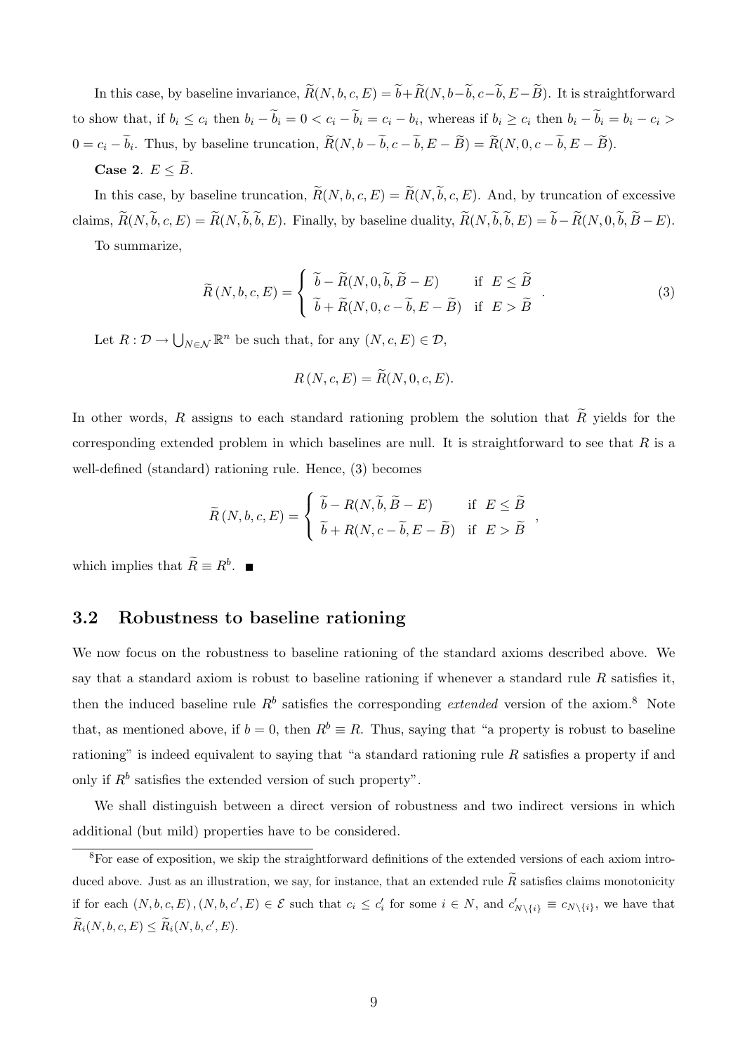In this case, by baseline invariance, $\widetilde{R}(N,b,c,E) = \widetilde{b} + \widetilde{R}(N, b-\widetilde{b}, c-\widetilde{b}, E-\widetilde{B})$. It is straightforward to show that, if $b_i \leq c_i$ then $b_i - \widetilde{b}_i = 0 < c_i - \widetilde{b}_i = c_i - b_i$, whereas if $b_i \geq c_i$ then $b_i - \widetilde{b}_i = b_i - c_i > 0 = c_i - \widetilde{b}_i$. Thus, by baseline truncation, $\widetilde{R}(N, b-\widetilde{b}, c-\widetilde{b}, E-\widetilde{B}) = \widetilde{R}(N, 0, c-\widetilde{b}, E-\widetilde{B})$.

**Case 2**. $E \leq \widetilde{B}$.

In this case, by baseline truncation, $\widetilde{R}(N,b,c,E) = \widetilde{R}(N,\widetilde{b},c,E)$. And, by truncation of excessive claims, $\widetilde{R}(N,\widetilde{b},c,E) = \widetilde{R}(N,\widetilde{b},\widetilde{b},E)$. Finally, by baseline duality, $\widetilde{R}(N,\widetilde{b},\widetilde{b},E) = \widetilde{b} - \widetilde{R}(N,0,\widetilde{b},\widetilde{B}-E)$.

To summarize,

$$\widetilde{R}\left(N,b,c,E\right) = \begin{cases} \widetilde{b} - \widetilde{R}(N,0,\widetilde{b},\widetilde{B}-E) & \text{if } E \leq \widetilde{B} \\ \widetilde{b} + \widetilde{R}(N,0,c-\widetilde{b},E-\widetilde{B}) & \text{if } E > \widetilde{B} \end{cases}. \tag{3}$$

Let $R : \mathcal{D} \rightarrow \bigcup_{N\in\mathcal{N}} \mathbb{R}^n$ be such that, for any $(N,c,E) \in \mathcal{D}$,

$$R\left(N,c,E\right) = \widetilde{R}(N,0,c,E).$$

In other words, $R$ assigns to each standard rationing problem the solution that $\widetilde{R}$ yields for the corresponding extended problem in which baselines are null. It is straightforward to see that $R$ is a well-defined (standard) rationing rule. Hence, (3) becomes

$$\widetilde{R}\left(N,b,c,E\right) = \begin{cases} \widetilde{b} - R(N,\widetilde{b},\widetilde{B}-E) & \text{if } E \leq \widetilde{B} \\ \widetilde{b} + R(N,c-\widetilde{b},E-\widetilde{B}) & \text{if } E > \widetilde{B} \end{cases},$$

which implies that $\widetilde{R} \equiv R^b$. ■

## 3.2 Robustness to baseline rationing

We now focus on the robustness to baseline rationing of the standard axioms described above. We say that a standard axiom is robust to baseline rationing if whenever a standard rule $R$ satisfies it, then the induced baseline rule $R^b$ satisfies the corresponding *extended* version of the axiom.[8] Note that, as mentioned above, if $b = 0$, then $R^b \equiv R$. Thus, saying that "a property is robust to baseline rationing" is indeed equivalent to saying that "a standard rationing rule $R$ satisfies a property if and only if $R^b$ satisfies the extended version of such property".

We shall distinguish between a direct version of robustness and two indirect versions in which additional (but mild) properties have to be considered.

[8] For ease of exposition, we skip the straightforward definitions of the extended versions of each axiom introduced above. Just as an illustration, we say, for instance, that an extended rule $\widetilde{R}$ satisfies claims monotonicity if for each $(N,b,c,E), (N,b,c',E) \in \mathcal{E}$ such that $c_i \leq c'_i$ for some $i \in N$, and $c'_{N\setminus\{i\}} \equiv c_{N\setminus\{i\}}$, we have that $\widetilde{R}_i(N,b,c,E) \leq \widetilde{R}_i(N,b,c',E)$.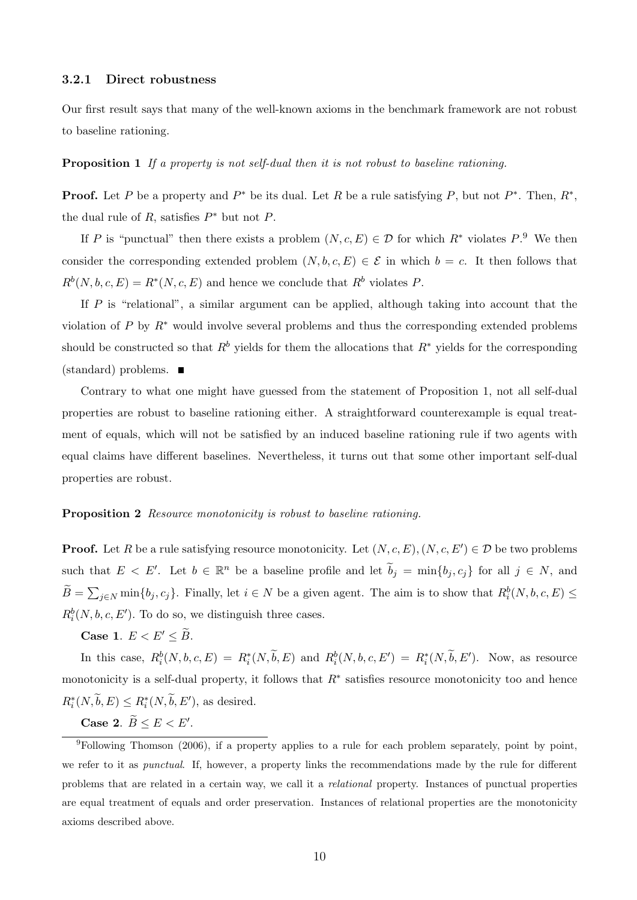### 3.2.1 Direct robustness

Our first result says that many of the well-known axioms in the benchmark framework are not robust to baseline rationing.

**Proposition 1** *If a property is not self-dual then it is not robust to baseline rationing.*

**Proof.** Let $P$ be a property and $P^*$ be its dual. Let $R$ be a rule satisfying $P$, but not $P^*$. Then, $R^*$, the dual rule of $R$, satisfies $P^*$ but not $P$.

If $P$ is "punctual" then there exists a problem $(N, c, E) \in \mathcal{D}$ for which $R^*$ violates $P$.[9] We then consider the corresponding extended problem $(N, b, c, E) \in \mathcal{E}$ in which $b = c$. It then follows that $R^b(N, b, c, E) = R^*(N, c, E)$ and hence we conclude that $R^b$ violates $P$.

If $P$ is "relational", a similar argument can be applied, although taking into account that the violation of $P$ by $R^*$ would involve several problems and thus the corresponding extended problems should be constructed so that $R^b$ yields for them the allocations that $R^*$ yields for the corresponding (standard) problems. ■

Contrary to what one might have guessed from the statement of Proposition 1, not all self-dual properties are robust to baseline rationing either. A straightforward counterexample is equal treatment of equals, which will not be satisfied by an induced baseline rationing rule if two agents with equal claims have different baselines. Nevertheless, it turns out that some other important self-dual properties are robust.

**Proposition 2** *Resource monotonicity is robust to baseline rationing.*

**Proof.** Let $R$ be a rule satisfying resource monotonicity. Let $(N, c, E), (N, c, E') \in \mathcal{D}$ be two problems such that $E < E'$. Let $b \in \mathbb{R}^n$ be a baseline profile and let $\widetilde{b}_j = \min\{b_j, c_j\}$ for all $j \in N$, and $\widetilde{B} = \sum_{j \in N} \min\{b_j, c_j\}$. Finally, let $i \in N$ be a given agent. The aim is to show that $R^b_i(N, b, c, E) \leq R^b_i(N, b, c, E')$. To do so, we distinguish three cases.

**Case 1**. $E < E' \leq \widetilde{B}$.

In this case, $R^b_i(N, b, c, E) = R^*_i(N, \widetilde{b}, E)$ and $R^b_i(N, b, c, E') = R^*_i(N, \widetilde{b}, E')$. Now, as resource monotonicity is a self-dual property, it follows that $R^*$ satisfies resource monotonicity too and hence $R^*_i(N, \widetilde{b}, E) \leq R^*_i(N, \widetilde{b}, E')$, as desired.

**Case 2**. $\widetilde{B} \leq E < E'$.

[9] Following Thomson (2006), if a property applies to a rule for each problem separately, point by point, we refer to it as *punctual*. If, however, a property links the recommendations made by the rule for different problems that are related in a certain way, we call it a *relational* property. Instances of punctual properties are equal treatment of equals and order preservation. Instances of relational properties are the monotonicity axioms described above.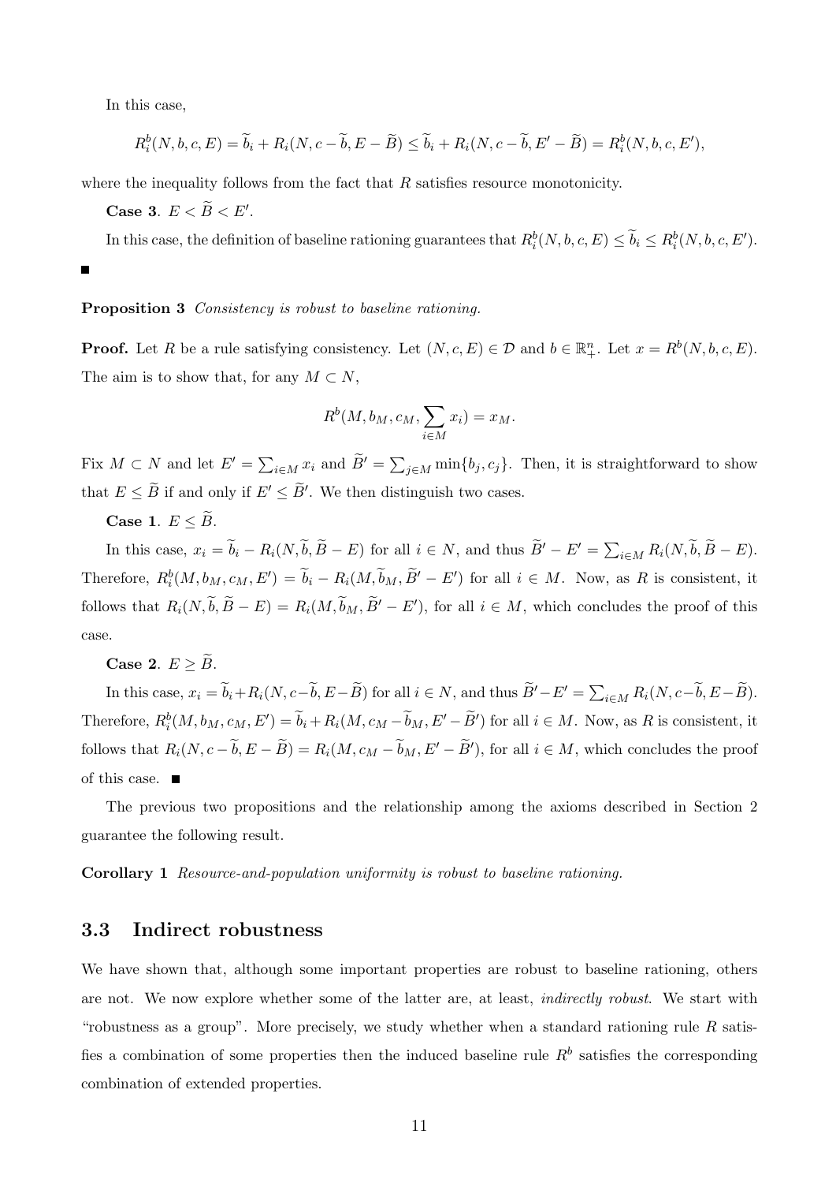In this case,

$$R_i^b(N, b, c, E) = \widetilde{b}_i + R_i(N, c - \widetilde{b}, E - \widetilde{B}) \leq \widetilde{b}_i + R_i(N, c - \widetilde{b}, E' - \widetilde{B}) = R_i^b(N, b, c, E'),$$

where the inequality follows from the fact that $R$ satisfies resource monotonicity.

**Case 3**. $E < \widetilde{B} < E'$.

In this case, the definition of baseline rationing guarantees that $R_i^b(N, b, c, E) \leq \widetilde{b}_i \leq R_i^b(N, b, c, E')$.

■

**Proposition 3** *Consistency is robust to baseline rationing.*

**Proof.** Let $R$ be a rule satisfying consistency. Let $(N, c, E) \in \mathcal{D}$ and $b \in \mathbb{R}_+^n$. Let $x = R^b(N, b, c, E)$. The aim is to show that, for any $M \subset N$,

$$R^b(M, b_M, c_M, \sum_{i \in M} x_i) = x_M.$$

Fix $M \subset N$ and let $E' = \sum_{i \in M} x_i$ and $\widetilde{B}' = \sum_{j \in M} \min\{b_j, c_j\}$. Then, it is straightforward to show that $E \leq \widetilde{B}$ if and only if $E' \leq \widetilde{B}'$. We then distinguish two cases.

**Case 1**. $E \leq \widetilde{B}$.

In this case, $x_i = \widetilde{b}_i - R_i(N, \widetilde{b}, \widetilde{B} - E)$ for all $i \in N$, and thus $\widetilde{B}' - E' = \sum_{i \in M} R_i(N, \widetilde{b}, \widetilde{B} - E)$. Therefore, $R_i^b(M, b_M, c_M, E') = \widetilde{b}_i - R_i(M, \widetilde{b}_M, \widetilde{B}' - E')$ for all $i \in M$. Now, as $R$ is consistent, it follows that $R_i(N, \widetilde{b}, \widetilde{B} - E) = R_i(M, \widetilde{b}_M, \widetilde{B}' - E')$, for all $i \in M$, which concludes the proof of this case.

**Case 2**. $E \geq \widetilde{B}$.

In this case, $x_i = \widetilde{b}_i + R_i(N, c - \widetilde{b}, E - \widetilde{B})$ for all $i \in N$, and thus $\widetilde{B}' - E' = \sum_{i \in M} R_i(N, c - \widetilde{b}, E - \widetilde{B})$. Therefore, $R_i^b(M, b_M, c_M, E') = \widetilde{b}_i + R_i(M, c_M - \widetilde{b}_M, E' - \widetilde{B}')$ for all $i \in M$. Now, as $R$ is consistent, it follows that $R_i(N, c - \widetilde{b}, E - \widetilde{B}) = R_i(M, c_M - \widetilde{b}_M, E' - \widetilde{B}')$, for all $i \in M$, which concludes the proof of this case. ■

The previous two propositions and the relationship among the axioms described in Section 2 guarantee the following result.

**Corollary 1** *Resource-and-population uniformity is robust to baseline rationing.*

### 3.3 Indirect robustness

We have shown that, although some important properties are robust to baseline rationing, others are not. We now explore whether some of the latter are, at least, *indirectly robust*. We start with "robustness as a group". More precisely, we study whether when a standard rationing rule $R$ satisfies a combination of some properties then the induced baseline rule $R^b$ satisfies the corresponding combination of extended properties.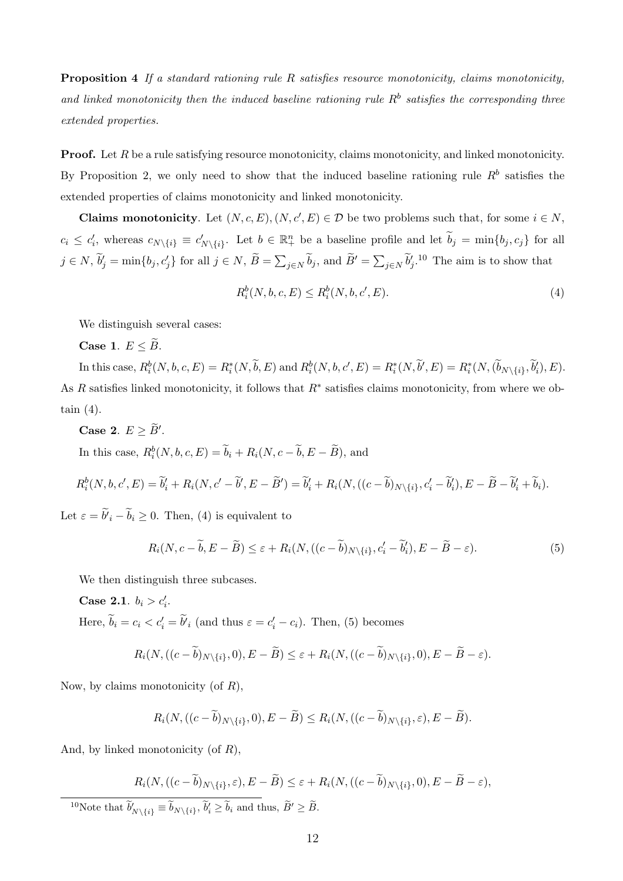**Proposition 4** *If a standard rationing rule $R$ satisfies resource monotonicity, claims monotonicity, and linked monotonicity then the induced baseline rationing rule $R^b$ satisfies the corresponding three extended properties.*

**Proof.** Let $R$ be a rule satisfying resource monotonicity, claims monotonicity, and linked monotonicity. By Proposition 2, we only need to show that the induced baseline rationing rule $R^b$ satisfies the extended properties of claims monotonicity and linked monotonicity.

**Claims monotonicity**. Let $(N, c, E), (N, c', E) \in \mathcal{D}$ be two problems such that, for some $i \in N$, $c_i \leq c'_i$, whereas $c_{N\setminus\{i\}} \equiv c'_{N\setminus\{i\}}$. Let $b \in \mathbb{R}^n_+$ be a baseline profile and let $\widetilde{b}_j = \min\{b_j, c_j\}$ for all $j \in N$, $\widetilde{b}'_j = \min\{b_j, c'_j\}$ for all $j \in N$, $\widetilde{B} = \sum_{j\in N} \widetilde{b}_j$, and $\widetilde{B}' = \sum_{j\in N} \widetilde{b}'_j$.[10] The aim is to show that

$$R^b_i(N, b, c, E) \leq R^b_i(N, b, c', E). \tag{4}$$

We distinguish several cases:

**Case 1**. $E \leq \widetilde{B}$.

In this case, $R^b_i(N, b, c, E) = R^*_i(N, \widetilde{b}, E)$ and $R^b_i(N, b, c', E) = R^*_i(N, \widetilde{b}', E) = R^*_i(N, (\widetilde{b}_{N\setminus\{i\}}, \widetilde{b}'_i), E)$. As $R$ satisfies linked monotonicity, it follows that $R^*$ satisfies claims monotonicity, from where we obtain (4).

**Case 2**. $E \geq \widetilde{B}'$.

In this case, $R^b_i(N, b, c, E) = \widetilde{b}_i + R_i(N, c - \widetilde{b}, E - \widetilde{B})$, and

$$R^b_i(N, b, c', E) = \widetilde{b}'_i + R_i(N, c' - \widetilde{b}', E - \widetilde{B}') = \widetilde{b}'_i + R_i(N, ((c - \widetilde{b})_{N\setminus\{i\}}, c'_i - \widetilde{b}'_i), E - \widetilde{B} - \widetilde{b}'_i + \widetilde{b}_i).$$

Let $\varepsilon = \widetilde{b}'_i - \widetilde{b}_i \geq 0$. Then, (4) is equivalent to

$$R_i(N, c - \widetilde{b}, E - \widetilde{B}) \leq \varepsilon + R_i(N, ((c - \widetilde{b})_{N\setminus\{i\}}, c'_i - \widetilde{b}'_i), E - \widetilde{B} - \varepsilon). \tag{5}$$

We then distinguish three subcases.

**Case 2.1**. $b_i > c'_i$.

Here, $\widetilde{b}_i = c_i < c'_i = \widetilde{b}'_i$ (and thus $\varepsilon = c'_i - c_i$). Then, (5) becomes

$$R_i(N, ((c - \widetilde{b})_{N\setminus\{i\}}, 0), E - \widetilde{B}) \leq \varepsilon + R_i(N, ((c - \widetilde{b})_{N\setminus\{i\}}, 0), E - \widetilde{B} - \varepsilon).$$

Now, by claims monotonicity (of $R$),

$$R_i(N, ((c - \widetilde{b})_{N\setminus\{i\}}, 0), E - \widetilde{B}) \leq R_i(N, ((c - \widetilde{b})_{N\setminus\{i\}}, \varepsilon), E - \widetilde{B}).$$

And, by linked monotonicity (of $R$),

$$R_i(N, ((c - \widetilde{b})_{N\setminus\{i\}}, \varepsilon), E - \widetilde{B}) \leq \varepsilon + R_i(N, ((c - \widetilde{b})_{N\setminus\{i\}}, 0), E - \widetilde{B} - \varepsilon),$$

[10] Note that $\widetilde{b}'_{N\setminus\{i\}} \equiv \widetilde{b}_{N\setminus\{i\}}$, $\widetilde{b}'_i \geq \widetilde{b}_i$ and thus, $\widetilde{B}' \geq \widetilde{B}$.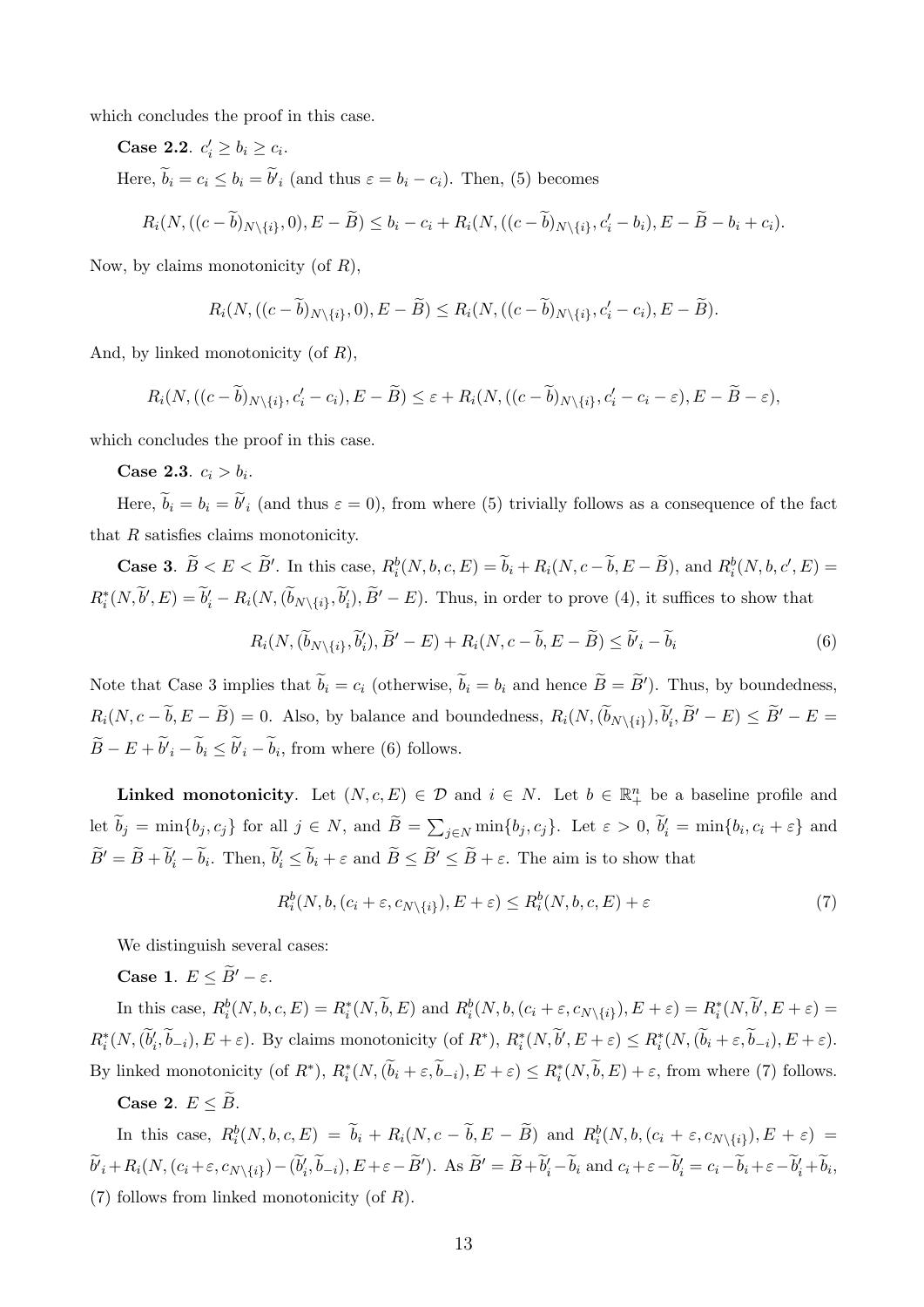which concludes the proof in this case.

**Case 2.2**. $c'_i \geq b_i \geq c_i$.

Here, $\widetilde{b}_i = c_i \leq b_i = \widetilde{b'}_i$ (and thus $\varepsilon = b_i - c_i$). Then, (5) becomes

$$R_i(N, ((c-\widetilde{b})_{N\setminus\{i\}}, 0), E - \widetilde{B}) \leq b_i - c_i + R_i(N, ((c-\widetilde{b})_{N\setminus\{i\}}, c'_i - b_i), E - \widetilde{B} - b_i + c_i).$$

Now, by claims monotonicity (of $R$),

$$R_i(N, ((c-\widetilde{b})_{N\setminus\{i\}}, 0), E - \widetilde{B}) \leq R_i(N, ((c-\widetilde{b})_{N\setminus\{i\}}, c'_i - c_i), E - \widetilde{B}).$$

And, by linked monotonicity (of $R$),

$$R_i(N, ((c-\widetilde{b})_{N\setminus\{i\}}, c'_i - c_i), E - \widetilde{B}) \leq \varepsilon + R_i(N, ((c-\widetilde{b})_{N\setminus\{i\}}, c'_i - c_i - \varepsilon), E - \widetilde{B} - \varepsilon),$$

which concludes the proof in this case.

**Case 2.3**. $c_i > b_i$.

Here, $\widetilde{b}_i = b_i = \widetilde{b'}_i$ (and thus $\varepsilon = 0$), from where (5) trivially follows as a consequence of the fact that $R$ satisfies claims monotonicity.

**Case 3**. $\widetilde{B} < E < \widetilde{B}'$. In this case, $R^b_i(N, b, c, E) = \widetilde{b}_i + R_i(N, c - \widetilde{b}, E - \widetilde{B})$, and $R^b_i(N, b, c', E) = R^*_i(N, \widetilde{b}', E) = \widetilde{b}'_i - R_i(N, (\widetilde{b}_{N\setminus\{i\}}, \widetilde{b}'_i), \widetilde{B}' - E)$. Thus, in order to prove (4), it suffices to show that

$$R_i(N, (\widetilde{b}_{N\setminus\{i\}}, \widetilde{b}'_i), \widetilde{B}' - E) + R_i(N, c - \widetilde{b}, E - \widetilde{B}) \leq \widetilde{b'}_i - \widetilde{b}_i \tag{6}$$

Note that Case 3 implies that $\widetilde{b}_i = c_i$ (otherwise, $\widetilde{b}_i = b_i$ and hence $\widetilde{B} = \widetilde{B}'$). Thus, by boundedness, $R_i(N, c - \widetilde{b}, E - \widetilde{B}) = 0$. Also, by balance and boundedness, $R_i(N, (\widetilde{b}_{N\setminus\{i\}}), \widetilde{b}'_i, \widetilde{B}' - E) \leq \widetilde{B}' - E = \widetilde{B} - E + \widetilde{b'}_i - \widetilde{b}_i \leq \widetilde{b'}_i - \widetilde{b}_i$, from where (6) follows.

**Linked monotonicity**. Let $(N, c, E) \in \mathcal{D}$ and $i \in N$. Let $b \in \mathbb{R}^n_+$ be a baseline profile and let $\widetilde{b}_j = \min\{b_j, c_j\}$ for all $j \in N$, and $\widetilde{B} = \sum_{j\in N} \min\{b_j, c_j\}$. Let $\varepsilon > 0$, $\widetilde{b}'_i = \min\{b_i, c_i + \varepsilon\}$ and $\widetilde{B}' = \widetilde{B} + \widetilde{b}'_i - \widetilde{b}_i$. Then, $\widetilde{b}'_i \leq \widetilde{b}_i + \varepsilon$ and $\widetilde{B} \leq \widetilde{B}' \leq \widetilde{B} + \varepsilon$. The aim is to show that

$$R^b_i(N, b, (c_i + \varepsilon, c_{N\setminus\{i\}}), E + \varepsilon) \leq R^b_i(N, b, c, E) + \varepsilon \tag{7}$$

We distinguish several cases:

**Case 1**. $E \leq \widetilde{B}' - \varepsilon$.

In this case, $R^b_i(N, b, c, E) = R^*_i(N, \widetilde{b}, E)$ and $R^b_i(N, b, (c_i + \varepsilon, c_{N\setminus\{i\}}), E + \varepsilon) = R^*_i(N, \widetilde{b}', E + \varepsilon) = R^*_i(N, (\widetilde{b}'_i, \widetilde{b}_{-i}), E + \varepsilon)$. By claims monotonicity (of $R^*$), $R^*_i(N, \widetilde{b}', E + \varepsilon) \leq R^*_i(N, (\widetilde{b}_i + \varepsilon, \widetilde{b}_{-i}), E + \varepsilon)$. By linked monotonicity (of $R^*$), $R^*_i(N, (\widetilde{b}_i + \varepsilon, \widetilde{b}_{-i}), E + \varepsilon) \leq R^*_i(N, \widetilde{b}, E) + \varepsilon$, from where (7) follows.

**Case 2**. $E \leq \widetilde{B}$.

In this case, $R^b_i(N, b, c, E) = \widetilde{b}_i + R_i(N, c - \widetilde{b}, E - \widetilde{B})$ and $R^b_i(N, b, (c_i + \varepsilon, c_{N\setminus\{i\}}), E + \varepsilon) = \widetilde{b'}_i + R_i(N, (c_i + \varepsilon, c_{N\setminus\{i\}}) - (\widetilde{b}'_i, \widetilde{b}_{-i}), E + \varepsilon - \widetilde{B}')$. As $\widetilde{B}' = \widetilde{B} + \widetilde{b}'_i - \widetilde{b}_i$ and $c_i + \varepsilon - \widetilde{b}'_i = c_i - \widetilde{b}_i + \varepsilon - \widetilde{b}'_i + \widetilde{b}_i$, (7) follows from linked monotonicity (of $R$).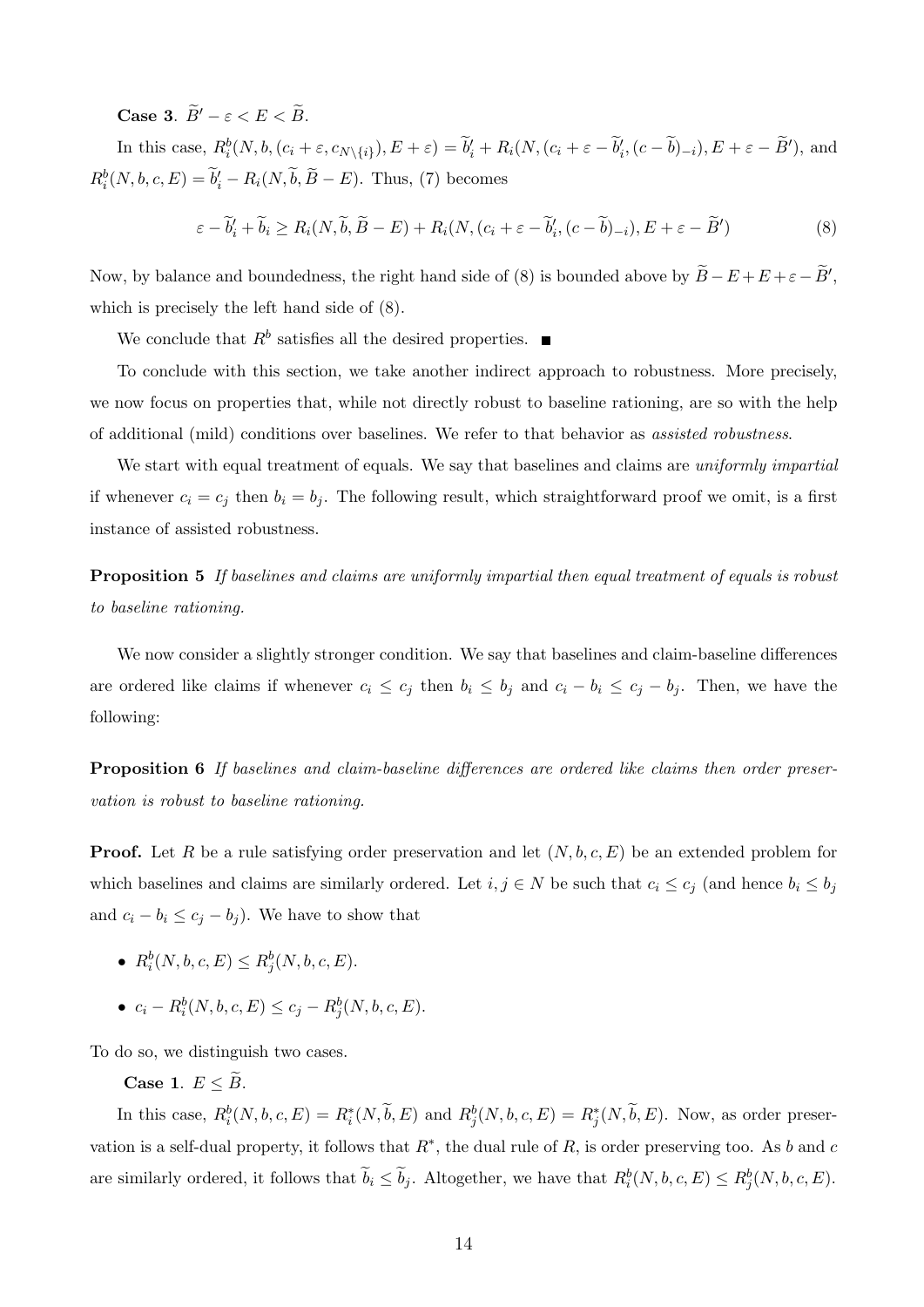**Case 3**. $\widetilde{B}' - \varepsilon < E < \widetilde{B}$.

In this case, $R_i^b(N, b, (c_i + \varepsilon, c_{N\setminus\{i\}}), E + \varepsilon) = \widetilde{b}_i' + R_i(N, (c_i + \varepsilon - \widetilde{b}_i', (c - \widetilde{b})_{-i}), E + \varepsilon - \widetilde{B}')$, and $R_i^b(N, b, c, E) = \widetilde{b}_i' - R_i(N, \widetilde{b}, \widetilde{B} - E)$. Thus, (7) becomes

$$\varepsilon - \widetilde{b}_i' + \widetilde{b}_i \geq R_i(N, \widetilde{b}, \widetilde{B} - E) + R_i(N, (c_i + \varepsilon - \widetilde{b}_i', (c - \widetilde{b})_{-i}), E + \varepsilon - \widetilde{B}') \tag{8}$$

Now, by balance and boundedness, the right hand side of (8) is bounded above by $\widetilde{B} - E + E + \varepsilon - \widetilde{B}'$, which is precisely the left hand side of (8).

We conclude that $R^b$ satisfies all the desired properties. ■

To conclude with this section, we take another indirect approach to robustness. More precisely, we now focus on properties that, while not directly robust to baseline rationing, are so with the help of additional (mild) conditions over baselines. We refer to that behavior as *assisted robustness*.

We start with equal treatment of equals. We say that baselines and claims are *uniformly impartial* if whenever $c_i = c_j$ then $b_i = b_j$. The following result, which straightforward proof we omit, is a first instance of assisted robustness.

**Proposition 5** *If baselines and claims are uniformly impartial then equal treatment of equals is robust to baseline rationing.*

We now consider a slightly stronger condition. We say that baselines and claim-baseline differences are ordered like claims if whenever $c_i \leq c_j$ then $b_i \leq b_j$ and $c_i - b_i \leq c_j - b_j$. Then, we have the following:

**Proposition 6** *If baselines and claim-baseline differences are ordered like claims then order preservation is robust to baseline rationing.*

**Proof.** Let $R$ be a rule satisfying order preservation and let $(N, b, c, E)$ be an extended problem for which baselines and claims are similarly ordered. Let $i, j \in N$ be such that $c_i \leq c_j$ (and hence $b_i \leq b_j$ and $c_i - b_i \leq c_j - b_j$). We have to show that

- $R_i^b(N, b, c, E) \leq R_j^b(N, b, c, E)$.
- $c_i - R_i^b(N, b, c, E) \leq c_j - R_j^b(N, b, c, E)$.

To do so, we distinguish two cases.

**Case 1**. $E \leq \widetilde{B}$.

In this case, $R_i^b(N, b, c, E) = R_i^*(N, \widetilde{b}, E)$ and $R_j^b(N, b, c, E) = R_j^*(N, \widetilde{b}, E)$. Now, as order preservation is a self-dual property, it follows that $R^*$, the dual rule of $R$, is order preserving too. As $b$ and $c$ are similarly ordered, it follows that $\widetilde{b}_i \leq \widetilde{b}_j$. Altogether, we have that $R_i^b(N, b, c, E) \leq R_j^b(N, b, c, E)$.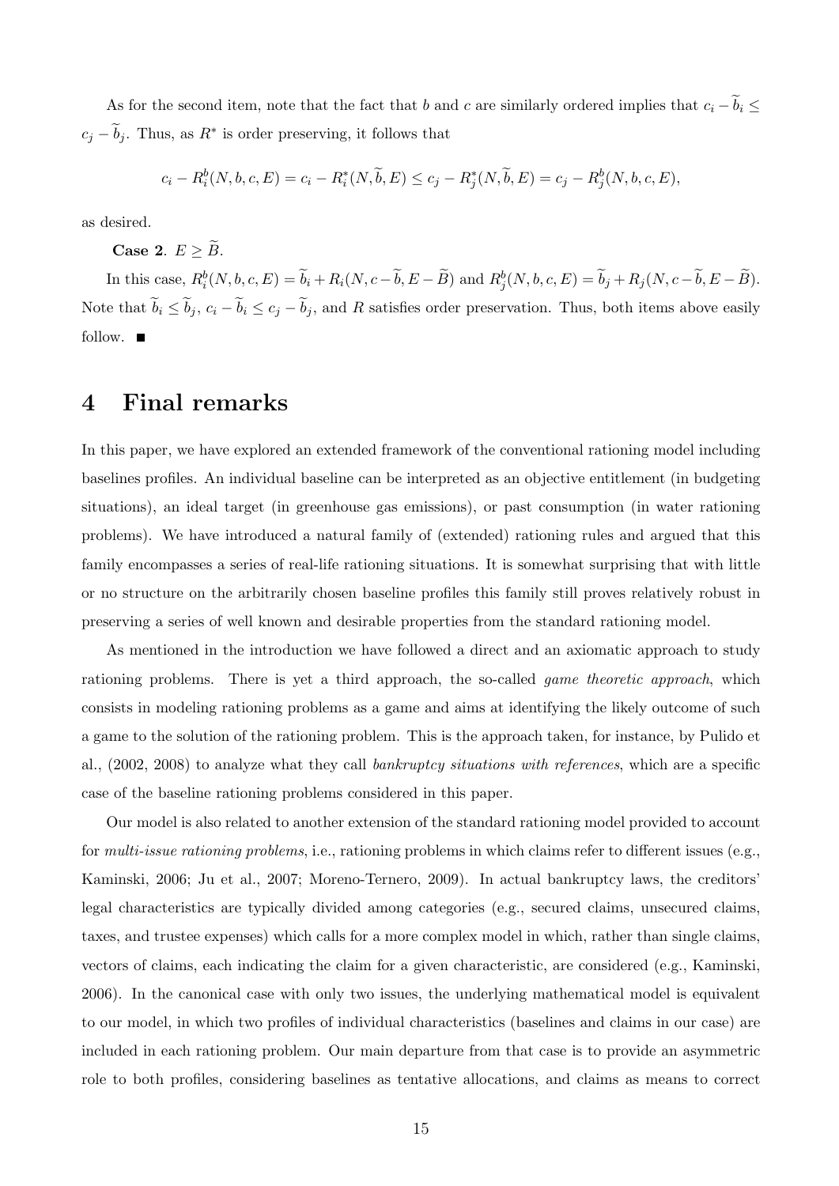As for the second item, note that the fact that $b$ and $c$ are similarly ordered implies that $c_i - \widetilde{b}_i \leq c_j - \widetilde{b}_j$. Thus, as $R^*$ is order preserving, it follows that

$$c_i - R_i^b(N, b, c, E) = c_i - R_i^*(N, \widetilde{b}, E) \leq c_j - R_j^*(N, \widetilde{b}, E) = c_j - R_j^b(N, b, c, E),$$

as desired.

**Case 2**. $E \geq \widetilde{B}$.

In this case, $R_i^b(N, b, c, E) = \widetilde{b}_i + R_i(N, c - \widetilde{b}, E - \widetilde{B})$ and $R_j^b(N, b, c, E) = \widetilde{b}_j + R_j(N, c - \widetilde{b}, E - \widetilde{B})$. Note that $\widetilde{b}_i \leq \widetilde{b}_j$, $c_i - \widetilde{b}_i \leq c_j - \widetilde{b}_j$, and $R$ satisfies order preservation. Thus, both items above easily follow. ■

# 4 Final remarks

In this paper, we have explored an extended framework of the conventional rationing model including baselines profiles. An individual baseline can be interpreted as an objective entitlement (in budgeting situations), an ideal target (in greenhouse gas emissions), or past consumption (in water rationing problems). We have introduced a natural family of (extended) rationing rules and argued that this family encompasses a series of real-life rationing situations. It is somewhat surprising that with little or no structure on the arbitrarily chosen baseline profiles this family still proves relatively robust in preserving a series of well known and desirable properties from the standard rationing model.

As mentioned in the introduction we have followed a direct and an axiomatic approach to study rationing problems. There is yet a third approach, the so-called *game theoretic approach*, which consists in modeling rationing problems as a game and aims at identifying the likely outcome of such a game to the solution of the rationing problem. This is the approach taken, for instance, by Pulido et al., (2002, 2008) to analyze what they call *bankruptcy situations with references*, which are a specific case of the baseline rationing problems considered in this paper.

Our model is also related to another extension of the standard rationing model provided to account for *multi-issue rationing problems*, i.e., rationing problems in which claims refer to different issues (e.g., Kaminski, 2006; Ju et al., 2007; Moreno-Ternero, 2009). In actual bankruptcy laws, the creditors' legal characteristics are typically divided among categories (e.g., secured claims, unsecured claims, taxes, and trustee expenses) which calls for a more complex model in which, rather than single claims, vectors of claims, each indicating the claim for a given characteristic, are considered (e.g., Kaminski, 2006). In the canonical case with only two issues, the underlying mathematical model is equivalent to our model, in which two profiles of individual characteristics (baselines and claims in our case) are included in each rationing problem. Our main departure from that case is to provide an asymmetric role to both profiles, considering baselines as tentative allocations, and claims as means to correct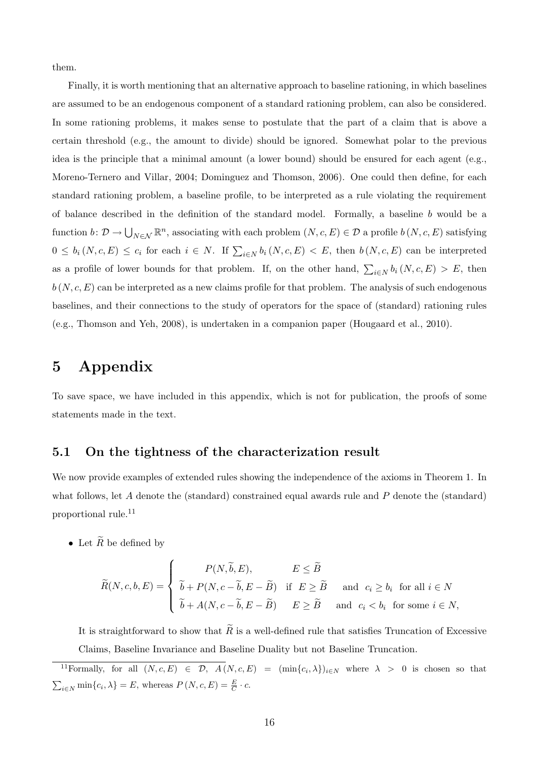them.

Finally, it is worth mentioning that an alternative approach to baseline rationing, in which baselines are assumed to be an endogenous component of a standard rationing problem, can also be considered. In some rationing problems, it makes sense to postulate that the part of a claim that is above a certain threshold (e.g., the amount to divide) should be ignored. Somewhat polar to the previous idea is the principle that a minimal amount (a lower bound) should be ensured for each agent (e.g., Moreno-Ternero and Villar, 2004; Dominguez and Thomson, 2006). One could then define, for each standard rationing problem, a baseline profile, to be interpreted as a rule violating the requirement of balance described in the definition of the standard model. Formally, a baseline $b$ would be a function $b \colon \mathcal{D} \to \bigcup_{N \in \mathcal{N}} \mathbb{R}^n$, associating with each problem $(N, c, E) \in \mathcal{D}$ a profile $b(N, c, E)$ satisfying $0 \leq b_i(N, c, E) \leq c_i$ for each $i \in N$. If $\sum_{i \in N} b_i(N, c, E) < E$, then $b(N, c, E)$ can be interpreted as a profile of lower bounds for that problem. If, on the other hand, $\sum_{i \in N} b_i(N, c, E) > E$, then $b(N, c, E)$ can be interpreted as a new claims profile for that problem. The analysis of such endogenous baselines, and their connections to the study of operators for the space of (standard) rationing rules (e.g., Thomson and Yeh, 2008), is undertaken in a companion paper (Hougaard et al., 2010).

# 5 Appendix

To save space, we have included in this appendix, which is not for publication, the proofs of some statements made in the text.

## 5.1 On the tightness of the characterization result

We now provide examples of extended rules showing the independence of the axioms in Theorem 1. In what follows, let $A$ denote the (standard) constrained equal awards rule and $P$ denote the (standard) proportional rule.[11]

- Let $\widetilde{R}$ be defined by

$$\widetilde{R}(N, c, b, E) = \begin{cases} P(N, \widetilde{b}, E), & E \leq \widetilde{B} \\ \widetilde{b} + P(N, c - \widetilde{b}, E - \widetilde{B}) & \text{if } \; E \geq \widetilde{B} \quad \text{ and } \; c_i \geq b_i \; \text{ for all } i \in N \\ \widetilde{b} + A(N, c - \widetilde{b}, E - \widetilde{B}) & E \geq \widetilde{B} \quad \text{ and } \; c_i < b_i \; \text{ for some } i \in N, \end{cases}$$

  It is straightforward to show that $\widetilde{R}$ is a well-defined rule that satisfies Truncation of Excessive Claims, Baseline Invariance and Baseline Duality but not Baseline Truncation.

---

[11] Formally, for all $(N, c, E) \in \mathcal{D}$, $A(N, c, E) = (\min\{c_i, \lambda\})_{i \in N}$ where $\lambda > 0$ is chosen so that $\sum_{i \in N} \min\{c_i, \lambda\} = E$, whereas $P(N, c, E) = \frac{E}{C} \cdot c$.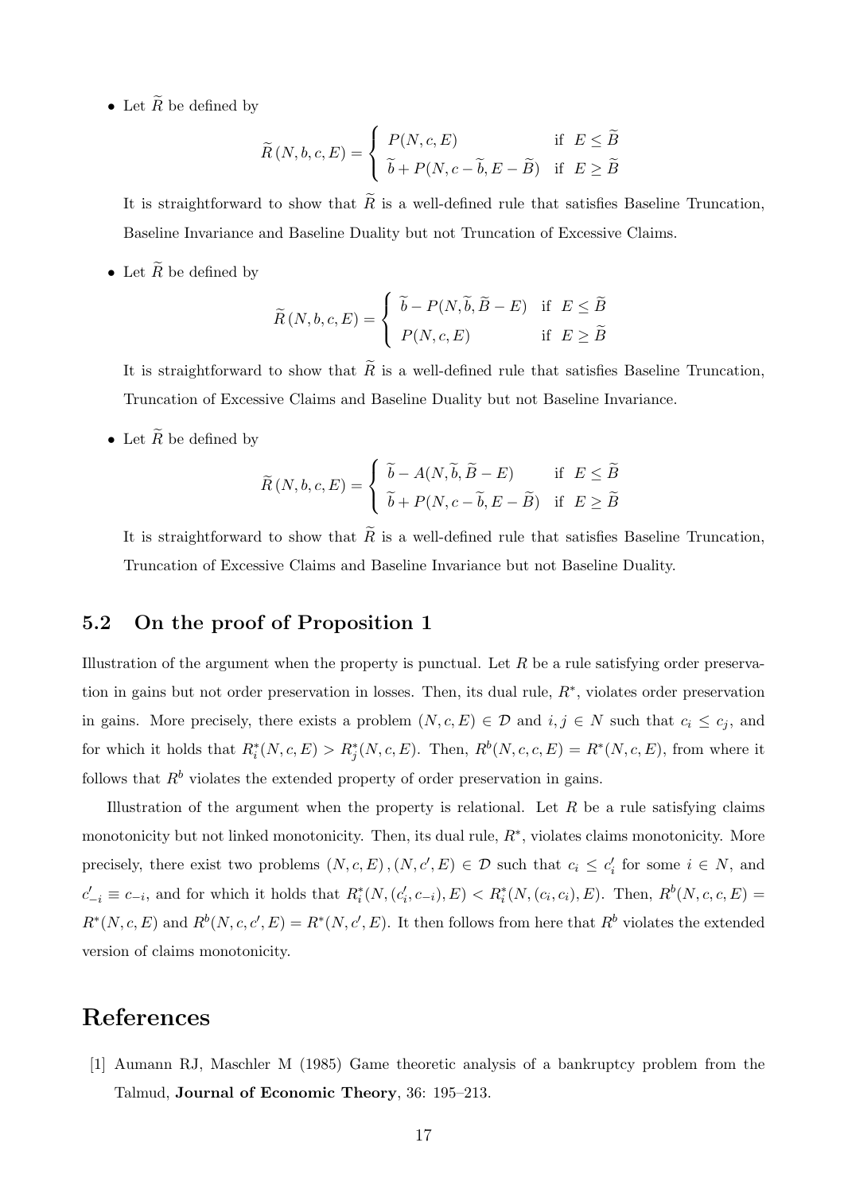- Let $\widetilde{R}$ be defined by

$$\widetilde{R}(N,b,c,E)=\begin{cases} P(N,c,E) & \text{if } E\leq \widetilde{B} \\ \widetilde{b}+P(N,c-\widetilde{b},E-\widetilde{B}) & \text{if } E\geq \widetilde{B} \end{cases}$$

It is straightforward to show that $\widetilde{R}$ is a well-defined rule that satisfies Baseline Truncation, Baseline Invariance and Baseline Duality but not Truncation of Excessive Claims.

- Let $\widetilde{R}$ be defined by

$$\widetilde{R}(N,b,c,E)=\begin{cases} \widetilde{b}-P(N,\widetilde{b},\widetilde{B}-E) & \text{if } E\leq \widetilde{B} \\ P(N,c,E) & \text{if } E\geq \widetilde{B} \end{cases}$$

It is straightforward to show that $\widetilde{R}$ is a well-defined rule that satisfies Baseline Truncation, Truncation of Excessive Claims and Baseline Duality but not Baseline Invariance.

- Let $\widetilde{R}$ be defined by

$$\widetilde{R}(N,b,c,E)=\begin{cases} \widetilde{b}-A(N,\widetilde{b},\widetilde{B}-E) & \text{if } E\leq \widetilde{B} \\ \widetilde{b}+P(N,c-\widetilde{b},E-\widetilde{B}) & \text{if } E\geq \widetilde{B} \end{cases}$$

It is straightforward to show that $\widetilde{R}$ is a well-defined rule that satisfies Baseline Truncation, Truncation of Excessive Claims and Baseline Invariance but not Baseline Duality.

## 5.2 On the proof of Proposition 1

Illustration of the argument when the property is punctual. Let $R$ be a rule satisfying order preservation in gains but not order preservation in losses. Then, its dual rule, $R^*$, violates order preservation in gains. More precisely, there exists a problem $(N,c,E)\in\mathcal{D}$ and $i,j\in N$ such that $c_i\leq c_j$, and for which it holds that $R^*_i(N,c,E)>R^*_j(N,c,E)$. Then, $R^b(N,c,c,E)=R^*(N,c,E)$, from where it follows that $R^b$ violates the extended property of order preservation in gains.

Illustration of the argument when the property is relational. Let $R$ be a rule satisfying claims monotonicity but not linked monotonicity. Then, its dual rule, $R^*$, violates claims monotonicity. More precisely, there exist two problems $(N,c,E),(N,c',E)\in\mathcal{D}$ such that $c_i\leq c'_i$ for some $i\in N$, and $c'_{-i}\equiv c_{-i}$, and for which it holds that $R^*_i(N,(c'_i,c_{-i}),E)<R^*_i(N,(c_i,c_i),E)$. Then, $R^b(N,c,c,E)=R^*(N,c,E)$ and $R^b(N,c,c',E)=R^*(N,c',E)$. It then follows from here that $R^b$ violates the extended version of claims monotonicity.

# References

[1] Aumann RJ, Maschler M (1985) Game theoretic analysis of a bankruptcy problem from the Talmud, **Journal of Economic Theory**, 36: 195–213.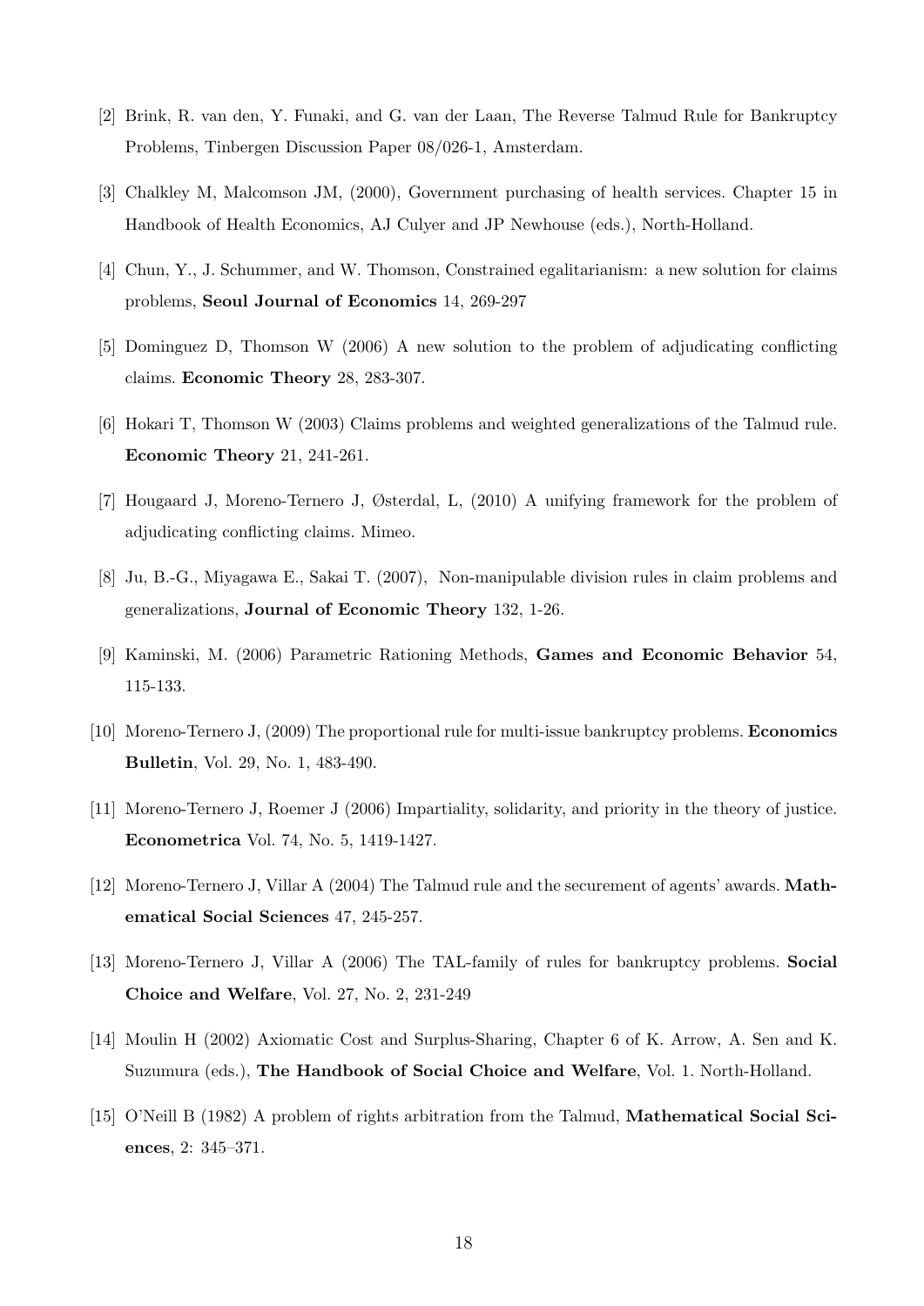[2] Brink, R. van den, Y. Funaki, and G. van der Laan, The Reverse Talmud Rule for Bankruptcy Problems, Tinbergen Discussion Paper 08/026-1, Amsterdam.

[3] Chalkley M, Malcomson JM, (2000), Government purchasing of health services. Chapter 15 in Handbook of Health Economics, AJ Culyer and JP Newhouse (eds.), North-Holland.

[4] Chun, Y., J. Schummer, and W. Thomson, Constrained egalitarianism: a new solution for claims problems, **Seoul Journal of Economics** 14, 269-297

[5] Dominguez D, Thomson W (2006) A new solution to the problem of adjudicating conflicting claims. **Economic Theory** 28, 283-307.

[6] Hokari T, Thomson W (2003) Claims problems and weighted generalizations of the Talmud rule. **Economic Theory** 21, 241-261.

[7] Hougaard J, Moreno-Ternero J, Østerdal, L, (2010) A unifying framework for the problem of adjudicating conflicting claims. Mimeo.

[8] Ju, B.-G., Miyagawa E., Sakai T. (2007), Non-manipulable division rules in claim problems and generalizations, **Journal of Economic Theory** 132, 1-26.

[9] Kaminski, M. (2006) Parametric Rationing Methods, **Games and Economic Behavior** 54, 115-133.

[10] Moreno-Ternero J, (2009) The proportional rule for multi-issue bankruptcy problems. **Economics Bulletin**, Vol. 29, No. 1, 483-490.

[11] Moreno-Ternero J, Roemer J (2006) Impartiality, solidarity, and priority in the theory of justice. **Econometrica** Vol. 74, No. 5, 1419-1427.

[12] Moreno-Ternero J, Villar A (2004) The Talmud rule and the securement of agents' awards. **Mathematical Social Sciences** 47, 245-257.

[13] Moreno-Ternero J, Villar A (2006) The TAL-family of rules for bankruptcy problems. **Social Choice and Welfare**, Vol. 27, No. 2, 231-249

[14] Moulin H (2002) Axiomatic Cost and Surplus-Sharing, Chapter 6 of K. Arrow, A. Sen and K. Suzumura (eds.), **The Handbook of Social Choice and Welfare**, Vol. 1. North-Holland.

[15] O'Neill B (1982) A problem of rights arbitration from the Talmud, **Mathematical Social Sciences**, 2: 345–371.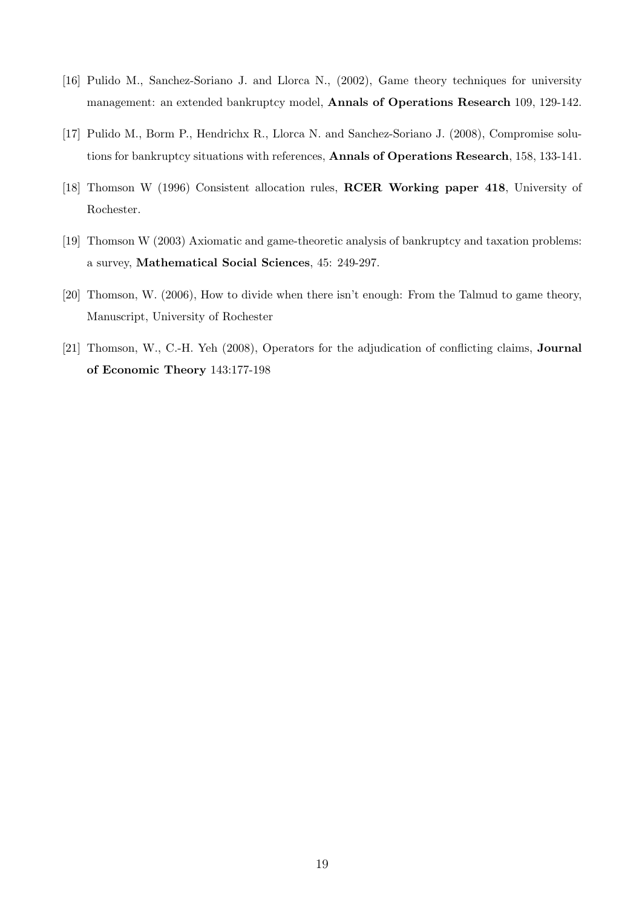[16] Pulido M., Sanchez-Soriano J. and Llorca N., (2002), Game theory techniques for university management: an extended bankruptcy model, **Annals of Operations Research** 109, 129-142.

[17] Pulido M., Borm P., Hendrichx R., Llorca N. and Sanchez-Soriano J. (2008), Compromise solutions for bankruptcy situations with references, **Annals of Operations Research**, 158, 133-141.

[18] Thomson W (1996) Consistent allocation rules, **RCER Working paper 418**, University of Rochester.

[19] Thomson W (2003) Axiomatic and game-theoretic analysis of bankruptcy and taxation problems: a survey, **Mathematical Social Sciences**, 45: 249-297.

[20] Thomson, W. (2006), How to divide when there isn't enough: From the Talmud to game theory, Manuscript, University of Rochester

[21] Thomson, W., C.-H. Yeh (2008), Operators for the adjudication of conflicting claims, **Journal of Economic Theory** 143:177-198